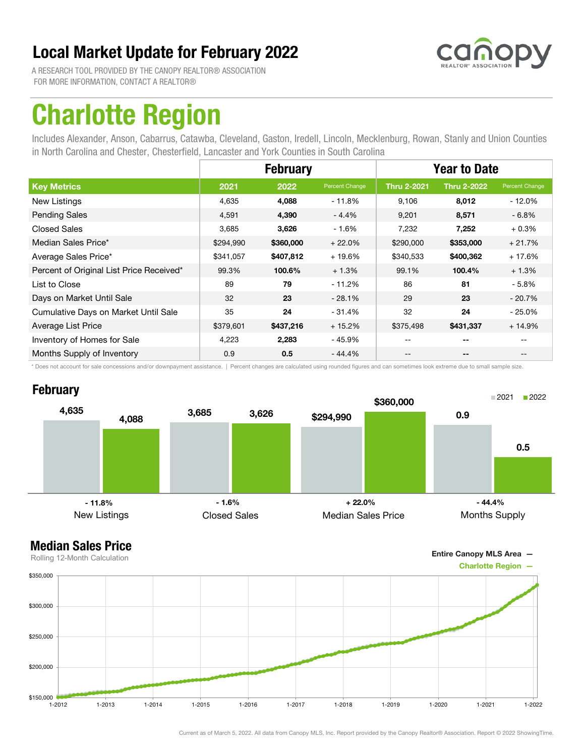# Local Market Update for February 2022

A RESEARCH TOOL PROVIDED BY THE CANOPY REALTOR® ASSOCIATION
FOR MORE INFORMATION, CONTACT A REALTOR®

canopy REALTOR® ASSOCIATION

# Charlotte Region

Includes Alexander, Anson, Cabarrus, Catawba, Cleveland, Gaston, Iredell, Lincoln, Mecklenburg, Rowan, Stanly and Union Counties in North Carolina and Chester, Chesterfield, Lancaster and York Counties in South Carolina

| | February | | | Year to Date | | |
|---|---|---|---|---|---|---|
| **Key Metrics** | **2021** | **2022** | **Percent Change** | **Thru 2-2021** | **Thru 2-2022** | **Percent Change** |
| New Listings | 4,635 | **4,088** | - 11.8% | 9,106 | **8,012** | - 12.0% |
| Pending Sales | 4,591 | **4,390** | - 4.4% | 9,201 | **8,571** | - 6.8% |
| Closed Sales | 3,685 | **3,626** | - 1.6% | 7,232 | **7,252** | + 0.3% |
| Median Sales Price* | $294,990 | **$360,000** | + 22.0% | $290,000 | **$353,000** | + 21.7% |
| Average Sales Price* | $341,057 | **$407,812** | + 19.6% | $340,533 | **$400,362** | + 17.6% |
| Percent of Original List Price Received* | 99.3% | **100.6%** | + 1.3% | 99.1% | **100.4%** | + 1.3% |
| List to Close | 89 | **79** | - 11.2% | 86 | **81** | - 5.8% |
| Days on Market Until Sale | 32 | **23** | - 28.1% | 29 | **23** | - 20.7% |
| Cumulative Days on Market Until Sale | 35 | **24** | - 31.4% | 32 | **24** | - 25.0% |
| Average List Price | $379,601 | **$437,216** | + 15.2% | $375,498 | **$431,337** | + 14.9% |
| Inventory of Homes for Sale | 4,223 | **2,283** | - 45.9% | -- | **--** | -- |
| Months Supply of Inventory | 0.9 | **0.5** | - 44.4% | -- | **--** | -- |

\* Does not account for sale concessions and/or downpayment assistance. | Percent changes are calculated using rounded figures and can sometimes look extreme due to small sample size.

## February

■ 2021 ■ 2022

| | New Listings | Closed Sales | Median Sales Price | Months Supply |
|---|---|---|---|---|
| 2021 | 4,635 | 3,685 | $294,990 | 0.9 |
| 2022 | 4,088 | 3,626 | $360,000 | 0.5 |
| Change | - 11.8% | - 1.6% | + 22.0% | - 44.4% |

## Median Sales Price

Rolling 12-Month Calculation

Entire Canopy MLS Area —
Charlotte Region —

Current as of March 5, 2022. All data from Canopy MLS, Inc. Report provided by the Canopy Realtor® Association. Report © 2022 ShowingTime.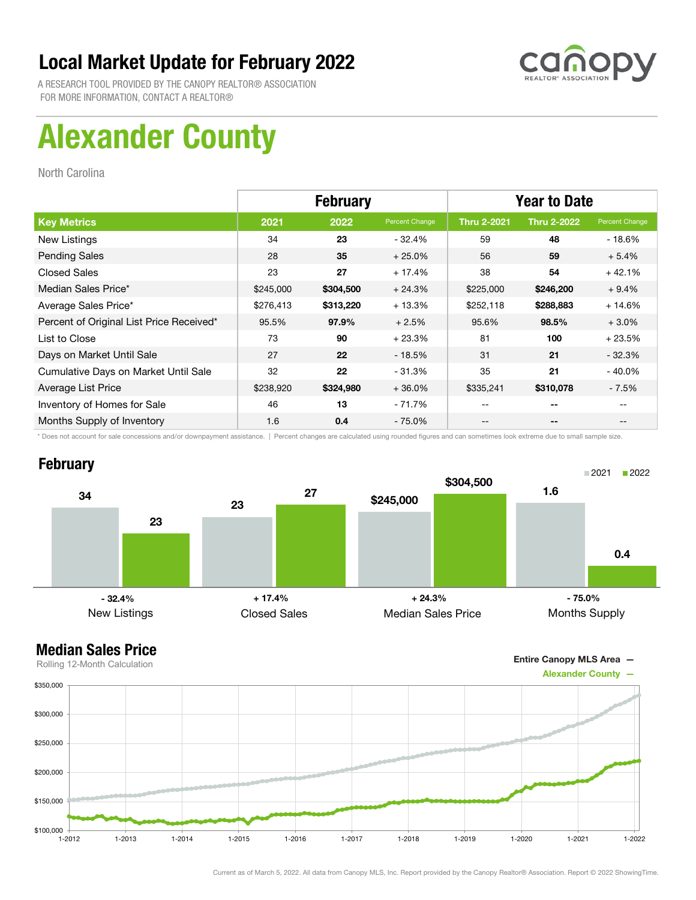# Local Market Update for February 2022

A RESEARCH TOOL PROVIDED BY THE CANOPY REALTOR® ASSOCIATION
FOR MORE INFORMATION, CONTACT A REALTOR®

# Alexander County

North Carolina

| | February | | | Year to Date | | |
|---|---|---|---|---|---|---|
| **Key Metrics** | **2021** | **2022** | **Percent Change** | **Thru 2-2021** | **Thru 2-2022** | **Percent Change** |
| New Listings | 34 | **23** | - 32.4% | 59 | **48** | - 18.6% |
| Pending Sales | 28 | **35** | + 25.0% | 56 | **59** | + 5.4% |
| Closed Sales | 23 | **27** | + 17.4% | 38 | **54** | + 42.1% |
| Median Sales Price* | $245,000 | **$304,500** | + 24.3% | $225,000 | **$246,200** | + 9.4% |
| Average Sales Price* | $276,413 | **$313,220** | + 13.3% | $252,118 | **$288,883** | + 14.6% |
| Percent of Original List Price Received* | 95.5% | **97.9%** | + 2.5% | 95.6% | **98.5%** | + 3.0% |
| List to Close | 73 | **90** | + 23.3% | 81 | **100** | + 23.5% |
| Days on Market Until Sale | 27 | **22** | - 18.5% | 31 | **21** | - 32.3% |
| Cumulative Days on Market Until Sale | 32 | **22** | - 31.3% | 35 | **21** | - 40.0% |
| Average List Price | $238,920 | **$324,980** | + 36.0% | $335,241 | **$310,078** | - 7.5% |
| Inventory of Homes for Sale | 46 | **13** | - 71.7% | -- | **--** | -- |
| Months Supply of Inventory | 1.6 | **0.4** | - 75.0% | -- | **--** | -- |

\* Does not account for sale concessions and/or downpayment assistance. | Percent changes are calculated using rounded figures and can sometimes look extreme due to small sample size.

## February

| | 2021 | 2022 | Percent Change |
|---|---|---|---|
| New Listings | 34 | 23 | - 32.4% |
| Closed Sales | 23 | 27 | + 17.4% |
| Median Sales Price | $245,000 | $304,500 | + 24.3% |
| Months Supply | 1.6 | 0.4 | - 75.0% |

## Median Sales Price

Rolling 12-Month Calculation

Entire Canopy MLS Area —
Alexander County —

Current as of March 5, 2022. All data from Canopy MLS, Inc. Report provided by the Canopy Realtor® Association. Report © 2022 ShowingTime.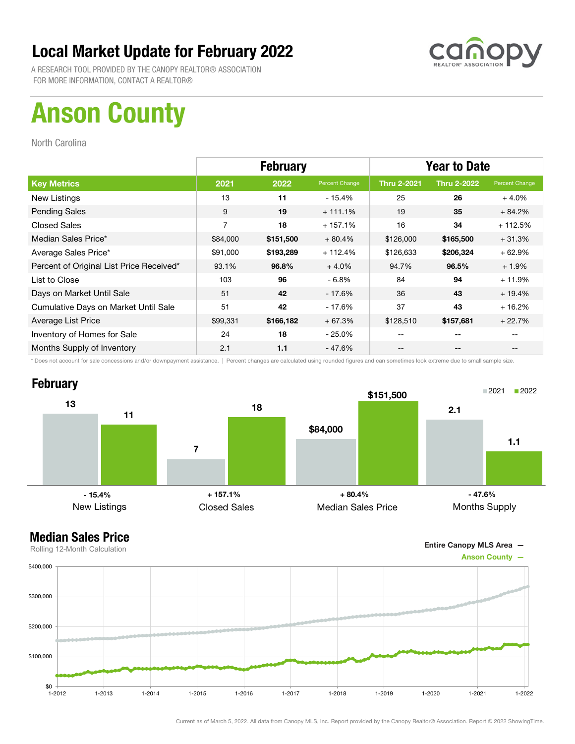# Local Market Update for February 2022

A RESEARCH TOOL PROVIDED BY THE CANOPY REALTOR® ASSOCIATION
FOR MORE INFORMATION, CONTACT A REALTOR®

# Anson County

North Carolina

| | February | | | Year to Date | | |
|---|---|---|---|---|---|---|
| **Key Metrics** | **2021** | **2022** | **Percent Change** | **Thru 2-2021** | **Thru 2-2022** | **Percent Change** |
| New Listings | 13 | **11** | - 15.4% | 25 | **26** | + 4.0% |
| Pending Sales | 9 | **19** | + 111.1% | 19 | **35** | + 84.2% |
| Closed Sales | 7 | **18** | + 157.1% | 16 | **34** | + 112.5% |
| Median Sales Price* | $84,000 | **$151,500** | + 80.4% | $126,000 | **$165,500** | + 31.3% |
| Average Sales Price* | $91,000 | **$193,289** | + 112.4% | $126,633 | **$206,324** | + 62.9% |
| Percent of Original List Price Received* | 93.1% | **96.8%** | + 4.0% | 94.7% | **96.5%** | + 1.9% |
| List to Close | 103 | **96** | - 6.8% | 84 | **94** | + 11.9% |
| Days on Market Until Sale | 51 | **42** | - 17.6% | 36 | **43** | + 19.4% |
| Cumulative Days on Market Until Sale | 51 | **42** | - 17.6% | 37 | **43** | + 16.2% |
| Average List Price | $99,331 | **$166,182** | + 67.3% | $128,510 | **$157,681** | + 22.7% |
| Inventory of Homes for Sale | 24 | **18** | - 25.0% | -- | **--** | -- |
| Months Supply of Inventory | 2.1 | **1.1** | - 47.6% | -- | **--** | -- |

\* Does not account for sale concessions and/or downpayment assistance. | Percent changes are calculated using rounded figures and can sometimes look extreme due to small sample size.

## February

| | 2021 | 2022 | Percent Change |
|---|---|---|---|
| New Listings | 13 | 11 | - 15.4% |
| Closed Sales | 7 | 18 | + 157.1% |
| Median Sales Price | $84,000 | $151,500 | + 80.4% |
| Months Supply | 2.1 | 1.1 | - 47.6% |

## Median Sales Price

Rolling 12-Month Calculation

Entire Canopy MLS Area —
Anson County —

Current as of March 5, 2022. All data from Canopy MLS, Inc. Report provided by the Canopy Realtor® Association. Report © 2022 ShowingTime.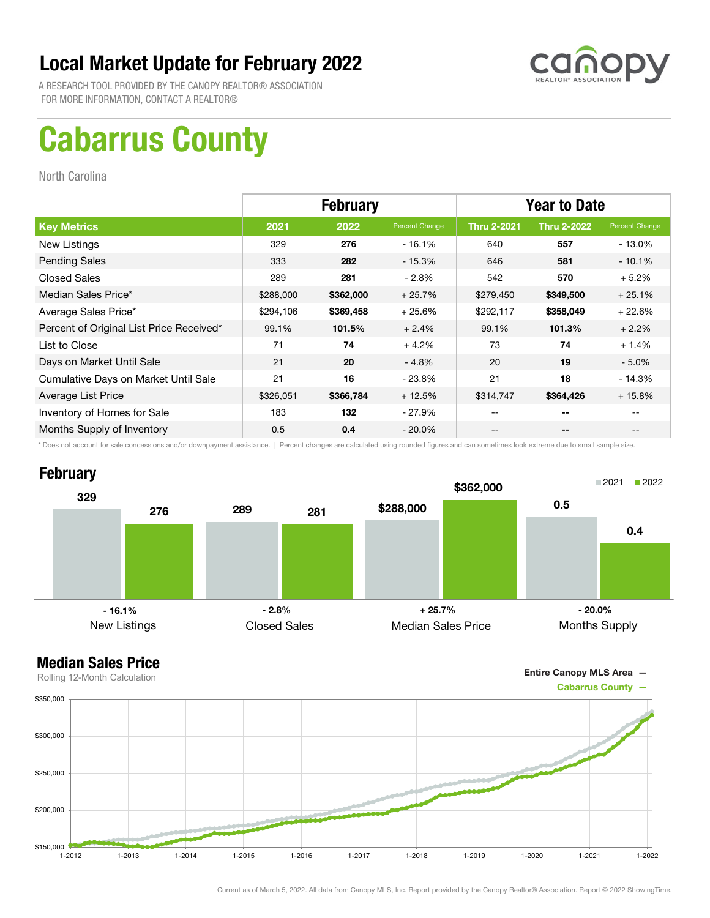# Local Market Update for February 2022

A RESEARCH TOOL PROVIDED BY THE CANOPY REALTOR® ASSOCIATION
FOR MORE INFORMATION, CONTACT A REALTOR®

# Cabarrus County

North Carolina

| | February | | | Year to Date | | |
|---|---|---|---|---|---|---|
| **Key Metrics** | **2021** | **2022** | **Percent Change** | **Thru 2-2021** | **Thru 2-2022** | **Percent Change** |
| New Listings | 329 | **276** | - 16.1% | 640 | **557** | - 13.0% |
| Pending Sales | 333 | **282** | - 15.3% | 646 | **581** | - 10.1% |
| Closed Sales | 289 | **281** | - 2.8% | 542 | **570** | + 5.2% |
| Median Sales Price* | $288,000 | **$362,000** | + 25.7% | $279,450 | **$349,500** | + 25.1% |
| Average Sales Price* | $294,106 | **$369,458** | + 25.6% | $292,117 | **$358,049** | + 22.6% |
| Percent of Original List Price Received* | 99.1% | **101.5%** | + 2.4% | 99.1% | **101.3%** | + 2.2% |
| List to Close | 71 | **74** | + 4.2% | 73 | **74** | + 1.4% |
| Days on Market Until Sale | 21 | **20** | - 4.8% | 20 | **19** | - 5.0% |
| Cumulative Days on Market Until Sale | 21 | **16** | - 23.8% | 21 | **18** | - 14.3% |
| Average List Price | $326,051 | **$366,784** | + 12.5% | $314,747 | **$364,426** | + 15.8% |
| Inventory of Homes for Sale | 183 | **132** | - 27.9% | -- | **--** | -- |
| Months Supply of Inventory | 0.5 | **0.4** | - 20.0% | -- | **--** | -- |

\* Does not account for sale concessions and/or downpayment assistance. | Percent changes are calculated using rounded figures and can sometimes look extreme due to small sample size.

## February

| | 2021 | 2022 | Change |
|---|---|---|---|
| New Listings | 329 | 276 | - 16.1% |
| Closed Sales | 289 | 281 | - 2.8% |
| Median Sales Price | $288,000 | $362,000 | + 25.7% |
| Months Supply | 0.5 | 0.4 | - 20.0% |

## Median Sales Price

Rolling 12-Month Calculation

Entire Canopy MLS Area —
Cabarrus County —

Current as of March 5, 2022. All data from Canopy MLS, Inc. Report provided by the Canopy Realtor® Association. Report © 2022 ShowingTime.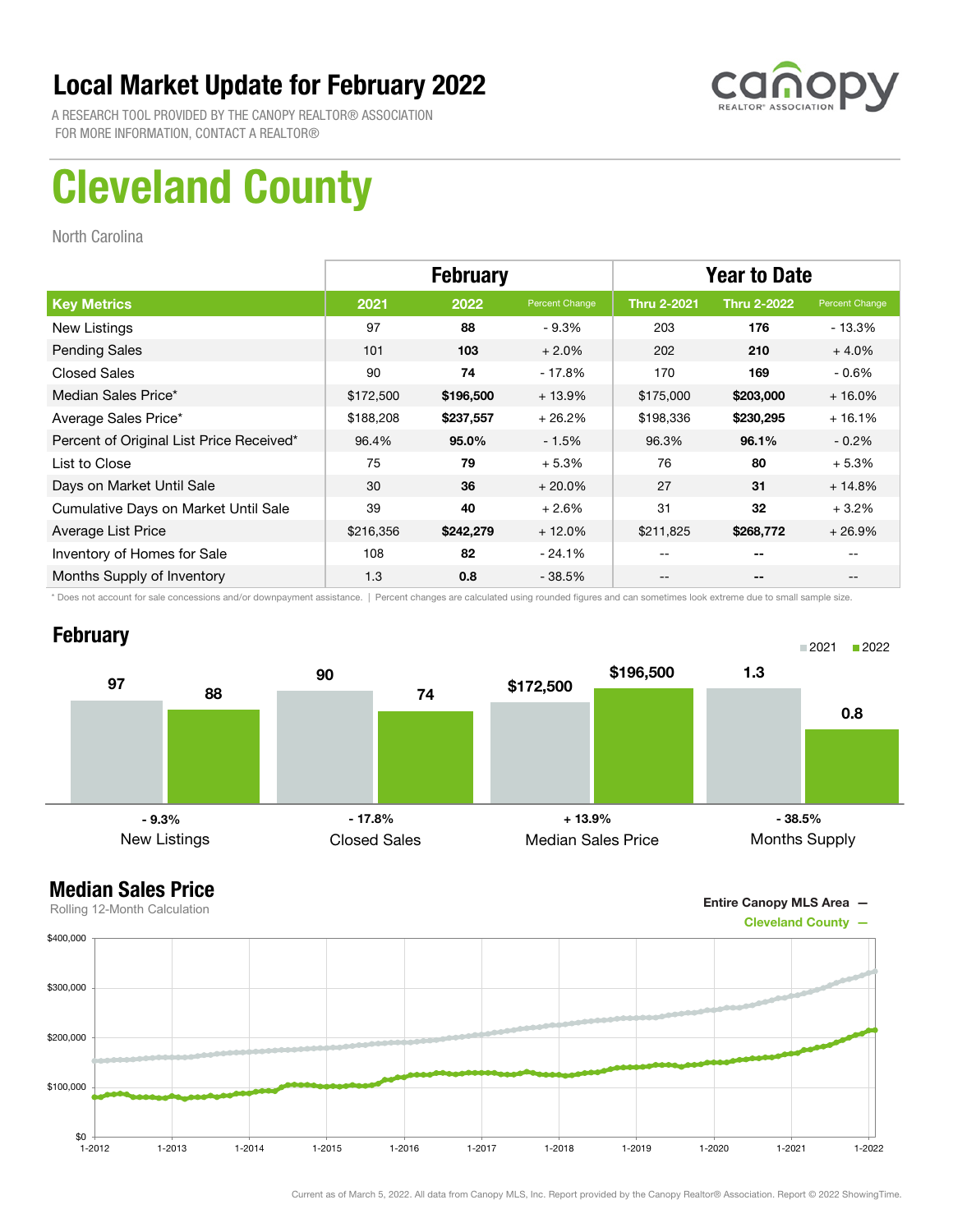# Local Market Update for February 2022

A RESEARCH TOOL PROVIDED BY THE CANOPY REALTOR® ASSOCIATION
FOR MORE INFORMATION, CONTACT A REALTOR®

# Cleveland County

North Carolina

| | February | | | Year to Date | | |
|---|---|---|---|---|---|---|
| **Key Metrics** | **2021** | **2022** | **Percent Change** | **Thru 2-2021** | **Thru 2-2022** | **Percent Change** |
| New Listings | 97 | **88** | - 9.3% | 203 | **176** | - 13.3% |
| Pending Sales | 101 | **103** | + 2.0% | 202 | **210** | + 4.0% |
| Closed Sales | 90 | **74** | - 17.8% | 170 | **169** | - 0.6% |
| Median Sales Price* | $172,500 | **$196,500** | + 13.9% | $175,000 | **$203,000** | + 16.0% |
| Average Sales Price* | $188,208 | **$237,557** | + 26.2% | $198,336 | **$230,295** | + 16.1% |
| Percent of Original List Price Received* | 96.4% | **95.0%** | - 1.5% | 96.3% | **96.1%** | - 0.2% |
| List to Close | 75 | **79** | + 5.3% | 76 | **80** | + 5.3% |
| Days on Market Until Sale | 30 | **36** | + 20.0% | 27 | **31** | + 14.8% |
| Cumulative Days on Market Until Sale | 39 | **40** | + 2.6% | 31 | **32** | + 3.2% |
| Average List Price | $216,356 | **$242,279** | + 12.0% | $211,825 | **$268,772** | + 26.9% |
| Inventory of Homes for Sale | 108 | **82** | - 24.1% | -- | **--** | -- |
| Months Supply of Inventory | 1.3 | **0.8** | - 38.5% | -- | **--** | -- |

\* Does not account for sale concessions and/or downpayment assistance. | Percent changes are calculated using rounded figures and can sometimes look extreme due to small sample size.

## February

| | 2021 | 2022 | Change |
|---|---|---|---|
| New Listings | 97 | 88 | - 9.3% |
| Closed Sales | 90 | 74 | - 17.8% |
| Median Sales Price | $172,500 | $196,500 | + 13.9% |
| Months Supply | 1.3 | 0.8 | - 38.5% |

## Median Sales Price

Rolling 12-Month Calculation

Entire Canopy MLS Area —
Cleveland County —

Current as of March 5, 2022. All data from Canopy MLS, Inc. Report provided by the Canopy Realtor® Association. Report © 2022 ShowingTime.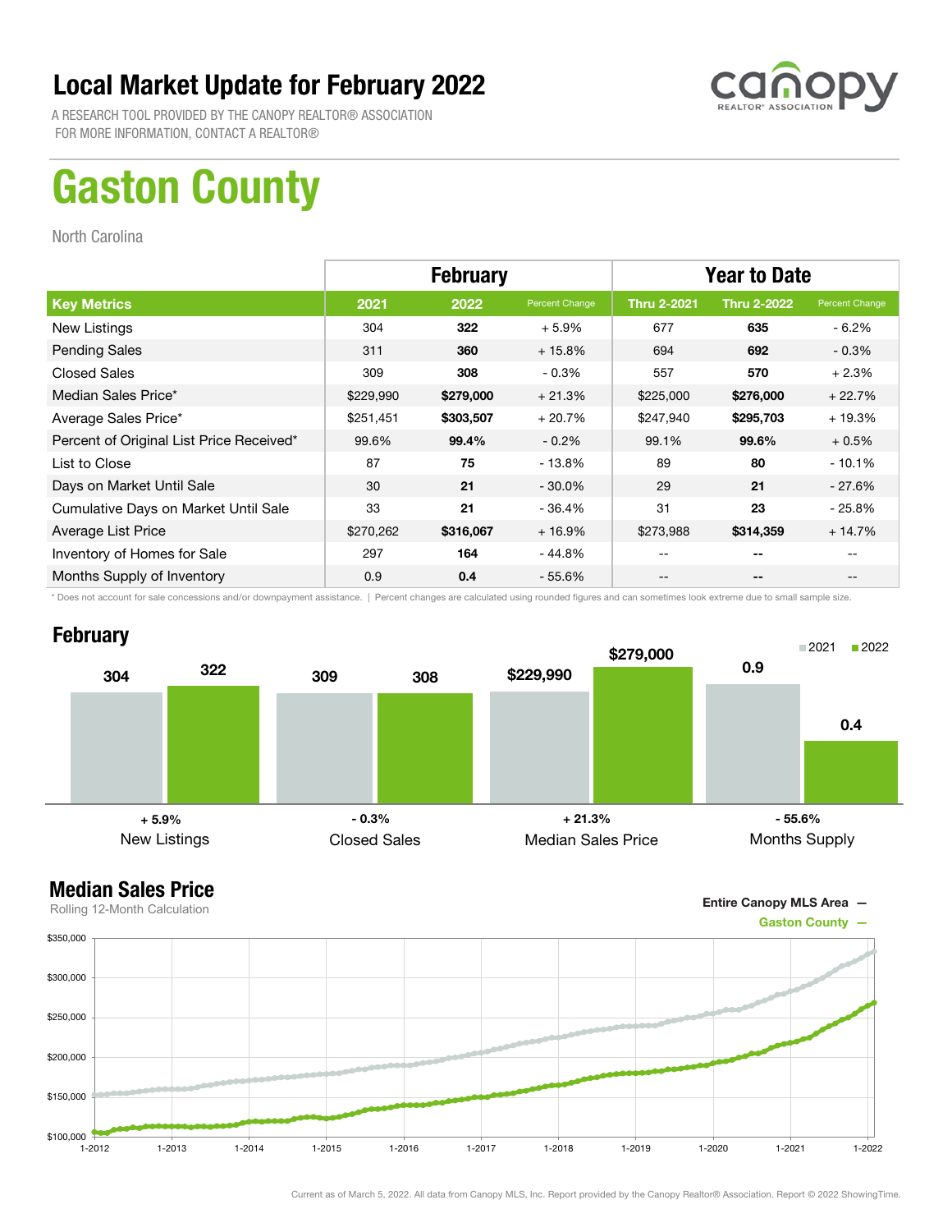# Local Market Update for February 2022

A RESEARCH TOOL PROVIDED BY THE CANOPY REALTOR® ASSOCIATION
FOR MORE INFORMATION, CONTACT A REALTOR®

# Gaston County

North Carolina

| Key Metrics | February 2021 | February 2022 | Percent Change | Thru 2-2021 | Thru 2-2022 | Percent Change |
|---|---|---|---|---|---|---|
| New Listings | 304 | **322** | + 5.9% | 677 | **635** | - 6.2% |
| Pending Sales | 311 | **360** | + 15.8% | 694 | **692** | - 0.3% |
| Closed Sales | 309 | **308** | - 0.3% | 557 | **570** | + 2.3% |
| Median Sales Price* | $229,990 | **$279,000** | + 21.3% | $225,000 | **$276,000** | + 22.7% |
| Average Sales Price* | $251,451 | **$303,507** | + 20.7% | $247,940 | **$295,703** | + 19.3% |
| Percent of Original List Price Received* | 99.6% | **99.4%** | - 0.2% | 99.1% | **99.6%** | + 0.5% |
| List to Close | 87 | **75** | - 13.8% | 89 | **80** | - 10.1% |
| Days on Market Until Sale | 30 | **21** | - 30.0% | 29 | **21** | - 27.6% |
| Cumulative Days on Market Until Sale | 33 | **21** | - 36.4% | 31 | **23** | - 25.8% |
| Average List Price | $270,262 | **$316,067** | + 16.9% | $273,988 | **$314,359** | + 14.7% |
| Inventory of Homes for Sale | 297 | **164** | - 44.8% | -- | **--** | -- |
| Months Supply of Inventory | 0.9 | **0.4** | - 55.6% | -- | **--** | -- |

* Does not account for sale concessions and/or downpayment assistance. | Percent changes are calculated using rounded figures and can sometimes look extreme due to small sample size.

## February

| | 2021 | 2022 | Change |
|---|---|---|---|
| New Listings | 304 | 322 | + 5.9% |
| Closed Sales | 309 | 308 | - 0.3% |
| Median Sales Price | $229,990 | $279,000 | + 21.3% |
| Months Supply | 0.9 | 0.4 | - 55.6% |

## Median Sales Price

Rolling 12-Month Calculation

Entire Canopy MLS Area —
Gaston County —

Current as of March 5, 2022. All data from Canopy MLS, Inc. Report provided by the Canopy Realtor® Association. Report © 2022 ShowingTime.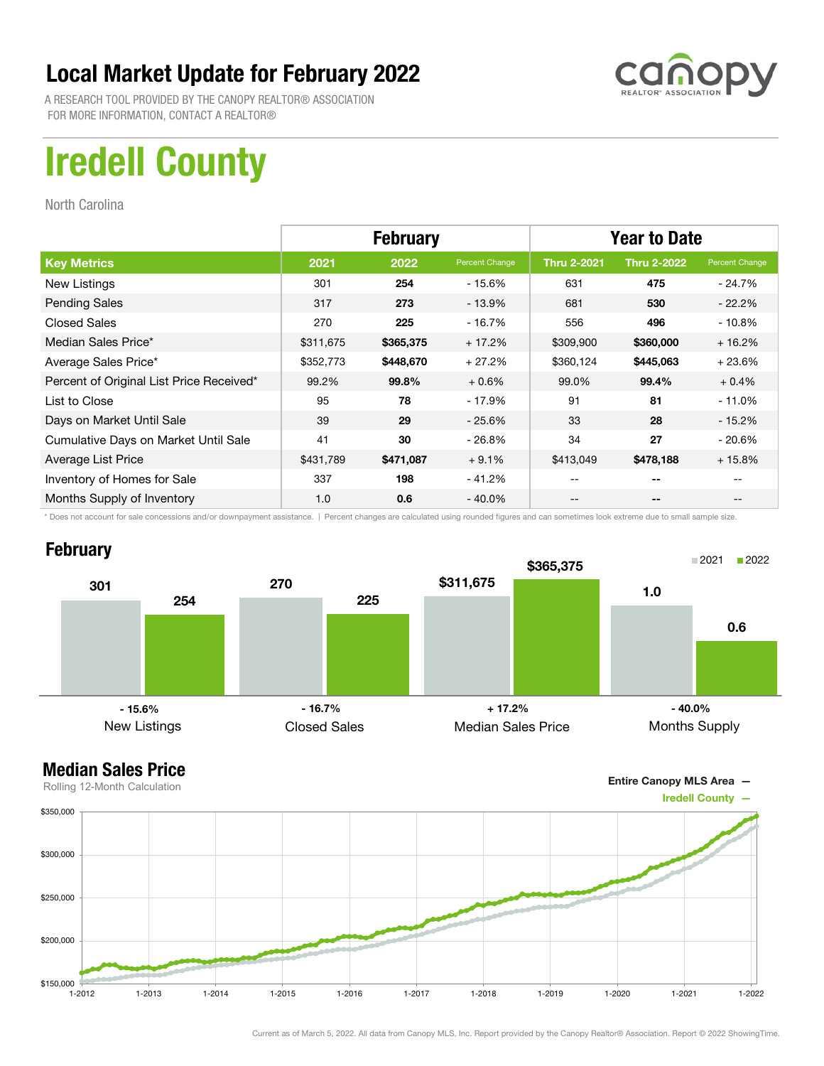# Local Market Update for February 2022

A RESEARCH TOOL PROVIDED BY THE CANOPY REALTOR® ASSOCIATION
FOR MORE INFORMATION, CONTACT A REALTOR®

# Iredell County

North Carolina

| | February | | | Year to Date | | |
|---|---|---|---|---|---|---|
| **Key Metrics** | **2021** | **2022** | **Percent Change** | **Thru 2-2021** | **Thru 2-2022** | **Percent Change** |
| New Listings | 301 | **254** | - 15.6% | 631 | **475** | - 24.7% |
| Pending Sales | 317 | **273** | - 13.9% | 681 | **530** | - 22.2% |
| Closed Sales | 270 | **225** | - 16.7% | 556 | **496** | - 10.8% |
| Median Sales Price* | $311,675 | **$365,375** | + 17.2% | $309,900 | **$360,000** | + 16.2% |
| Average Sales Price* | $352,773 | **$448,670** | + 27.2% | $360,124 | **$445,063** | + 23.6% |
| Percent of Original List Price Received* | 99.2% | **99.8%** | + 0.6% | 99.0% | **99.4%** | + 0.4% |
| List to Close | 95 | **78** | - 17.9% | 91 | **81** | - 11.0% |
| Days on Market Until Sale | 39 | **29** | - 25.6% | 33 | **28** | - 15.2% |
| Cumulative Days on Market Until Sale | 41 | **30** | - 26.8% | 34 | **27** | - 20.6% |
| Average List Price | $431,789 | **$471,087** | + 9.1% | $413,049 | **$478,188** | + 15.8% |
| Inventory of Homes for Sale | 337 | **198** | - 41.2% | -- | **--** | -- |
| Months Supply of Inventory | 1.0 | **0.6** | - 40.0% | -- | **--** | -- |

* Does not account for sale concessions and/or downpayment assistance. | Percent changes are calculated using rounded figures and can sometimes look extreme due to small sample size.

## February

| | 2021 | 2022 | Change |
|---|---|---|---|
| New Listings | 301 | 254 | - 15.6% |
| Closed Sales | 270 | 225 | - 16.7% |
| Median Sales Price | $311,675 | $365,375 | + 17.2% |
| Months Supply | 1.0 | 0.6 | - 40.0% |

## Median Sales Price

Rolling 12-Month Calculation

Entire Canopy MLS Area —
Iredell County —

Current as of March 5, 2022. All data from Canopy MLS, Inc. Report provided by the Canopy Realtor® Association. Report © 2022 ShowingTime.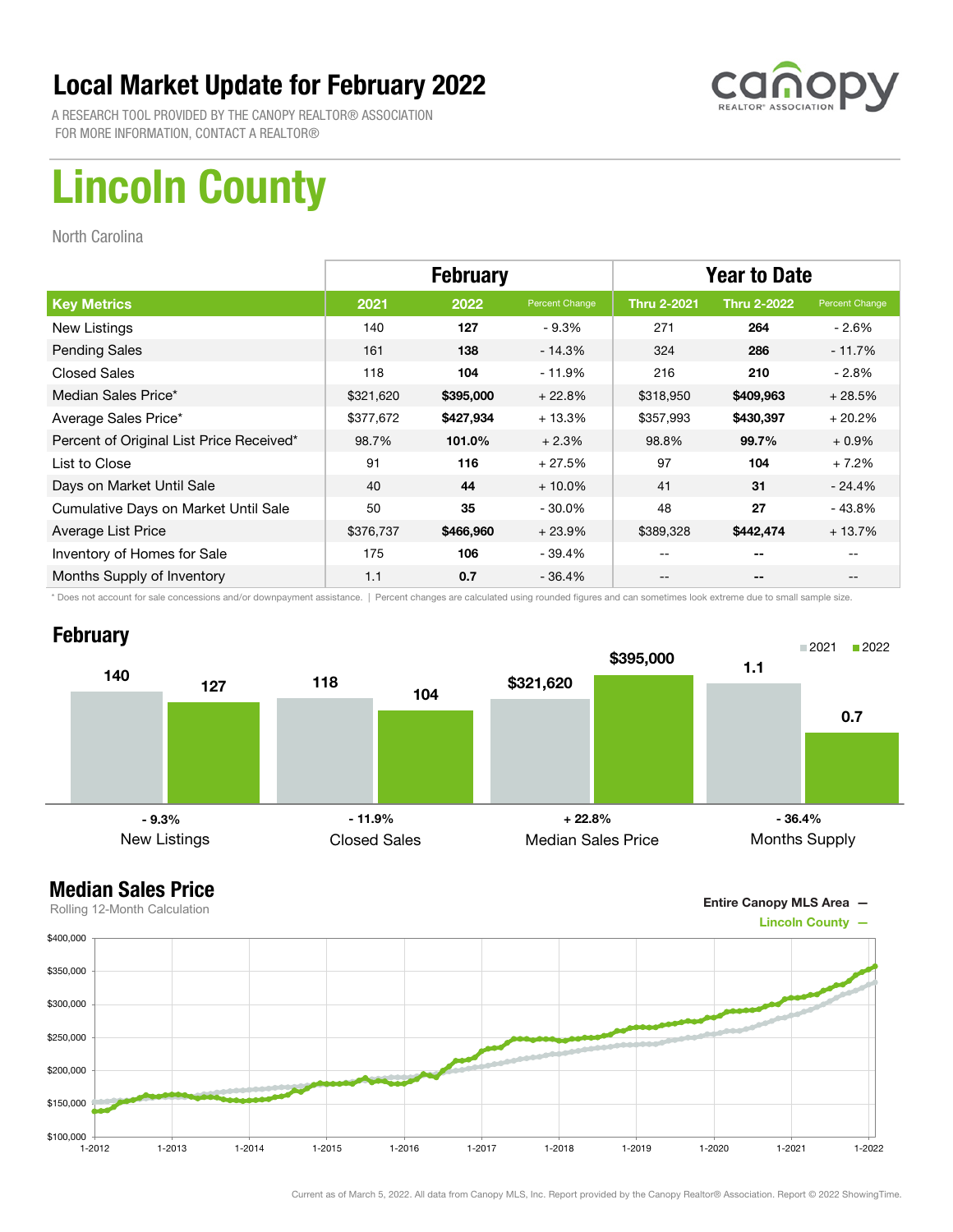# Local Market Update for February 2022

A RESEARCH TOOL PROVIDED BY THE CANOPY REALTOR® ASSOCIATION
FOR MORE INFORMATION, CONTACT A REALTOR®

# Lincoln County

North Carolina

| | February | | | Year to Date | | |
|---|---|---|---|---|---|---|
| **Key Metrics** | **2021** | **2022** | **Percent Change** | **Thru 2-2021** | **Thru 2-2022** | **Percent Change** |
| New Listings | 140 | **127** | - 9.3% | 271 | **264** | - 2.6% |
| Pending Sales | 161 | **138** | - 14.3% | 324 | **286** | - 11.7% |
| Closed Sales | 118 | **104** | - 11.9% | 216 | **210** | - 2.8% |
| Median Sales Price* | $321,620 | **$395,000** | + 22.8% | $318,950 | **$409,963** | + 28.5% |
| Average Sales Price* | $377,672 | **$427,934** | + 13.3% | $357,993 | **$430,397** | + 20.2% |
| Percent of Original List Price Received* | 98.7% | **101.0%** | + 2.3% | 98.8% | **99.7%** | + 0.9% |
| List to Close | 91 | **116** | + 27.5% | 97 | **104** | + 7.2% |
| Days on Market Until Sale | 40 | **44** | + 10.0% | 41 | **31** | - 24.4% |
| Cumulative Days on Market Until Sale | 50 | **35** | - 30.0% | 48 | **27** | - 43.8% |
| Average List Price | $376,737 | **$466,960** | + 23.9% | $389,328 | **$442,474** | + 13.7% |
| Inventory of Homes for Sale | 175 | **106** | - 39.4% | -- | **--** | -- |
| Months Supply of Inventory | 1.1 | **0.7** | - 36.4% | -- | **--** | -- |

\* Does not account for sale concessions and/or downpayment assistance. | Percent changes are calculated using rounded figures and can sometimes look extreme due to small sample size.

## February

| | 2021 | 2022 | Change |
|---|---|---|---|
| New Listings | 140 | 127 | - 9.3% |
| Closed Sales | 118 | 104 | - 11.9% |
| Median Sales Price | $321,620 | $395,000 | + 22.8% |
| Months Supply | 1.1 | 0.7 | - 36.4% |

## Median Sales Price

Rolling 12-Month Calculation

Entire Canopy MLS Area —
Lincoln County —

Current as of March 5, 2022. All data from Canopy MLS, Inc. Report provided by the Canopy Realtor® Association. Report © 2022 ShowingTime.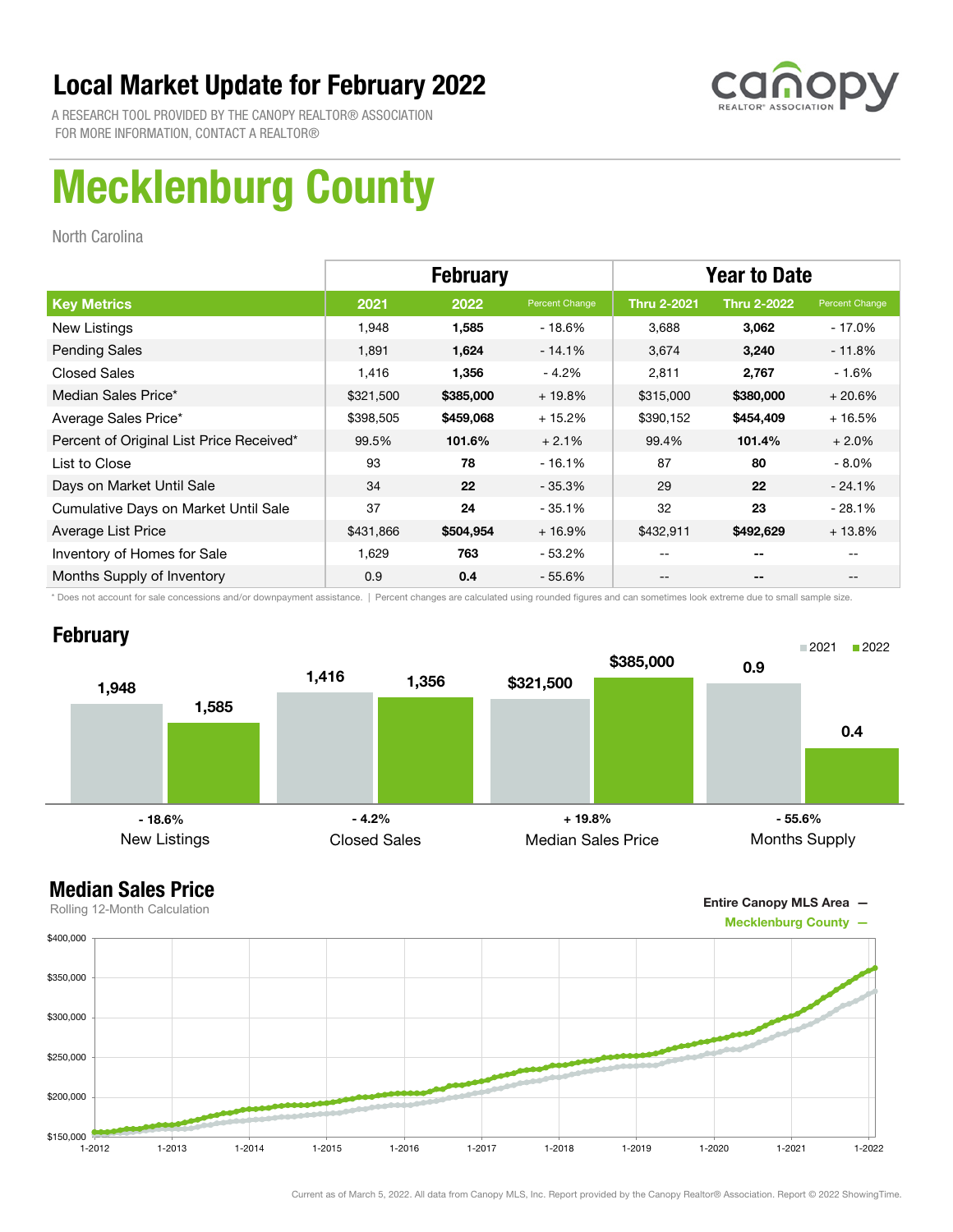# Local Market Update for February 2022

A RESEARCH TOOL PROVIDED BY THE CANOPY REALTOR® ASSOCIATION
FOR MORE INFORMATION, CONTACT A REALTOR®

# Mecklenburg County

North Carolina

| | February | | | Year to Date | | |
|---|---|---|---|---|---|---|
| **Key Metrics** | **2021** | **2022** | **Percent Change** | **Thru 2-2021** | **Thru 2-2022** | **Percent Change** |
| New Listings | 1,948 | **1,585** | - 18.6% | 3,688 | **3,062** | - 17.0% |
| Pending Sales | 1,891 | **1,624** | - 14.1% | 3,674 | **3,240** | - 11.8% |
| Closed Sales | 1,416 | **1,356** | - 4.2% | 2,811 | **2,767** | - 1.6% |
| Median Sales Price* | $321,500 | **$385,000** | + 19.8% | $315,000 | **$380,000** | + 20.6% |
| Average Sales Price* | $398,505 | **$459,068** | + 15.2% | $390,152 | **$454,409** | + 16.5% |
| Percent of Original List Price Received* | 99.5% | **101.6%** | + 2.1% | 99.4% | **101.4%** | + 2.0% |
| List to Close | 93 | **78** | - 16.1% | 87 | **80** | - 8.0% |
| Days on Market Until Sale | 34 | **22** | - 35.3% | 29 | **22** | - 24.1% |
| Cumulative Days on Market Until Sale | 37 | **24** | - 35.1% | 32 | **23** | - 28.1% |
| Average List Price | $431,866 | **$504,954** | + 16.9% | $432,911 | **$492,629** | + 13.8% |
| Inventory of Homes for Sale | 1,629 | **763** | - 53.2% | -- | **--** | -- |
| Months Supply of Inventory | 0.9 | **0.4** | - 55.6% | -- | **--** | -- |

\* Does not account for sale concessions and/or downpayment assistance. | Percent changes are calculated using rounded figures and can sometimes look extreme due to small sample size.

## February

| | 2021 | 2022 | Change |
|---|---|---|---|
| New Listings | 1,948 | 1,585 | - 18.6% |
| Closed Sales | 1,416 | 1,356 | - 4.2% |
| Median Sales Price | $321,500 | $385,000 | + 19.8% |
| Months Supply | 0.9 | 0.4 | - 55.6% |

## Median Sales Price

Rolling 12-Month Calculation

Entire Canopy MLS Area —
Mecklenburg County —

Current as of March 5, 2022. All data from Canopy MLS, Inc. Report provided by the Canopy Realtor® Association. Report © 2022 ShowingTime.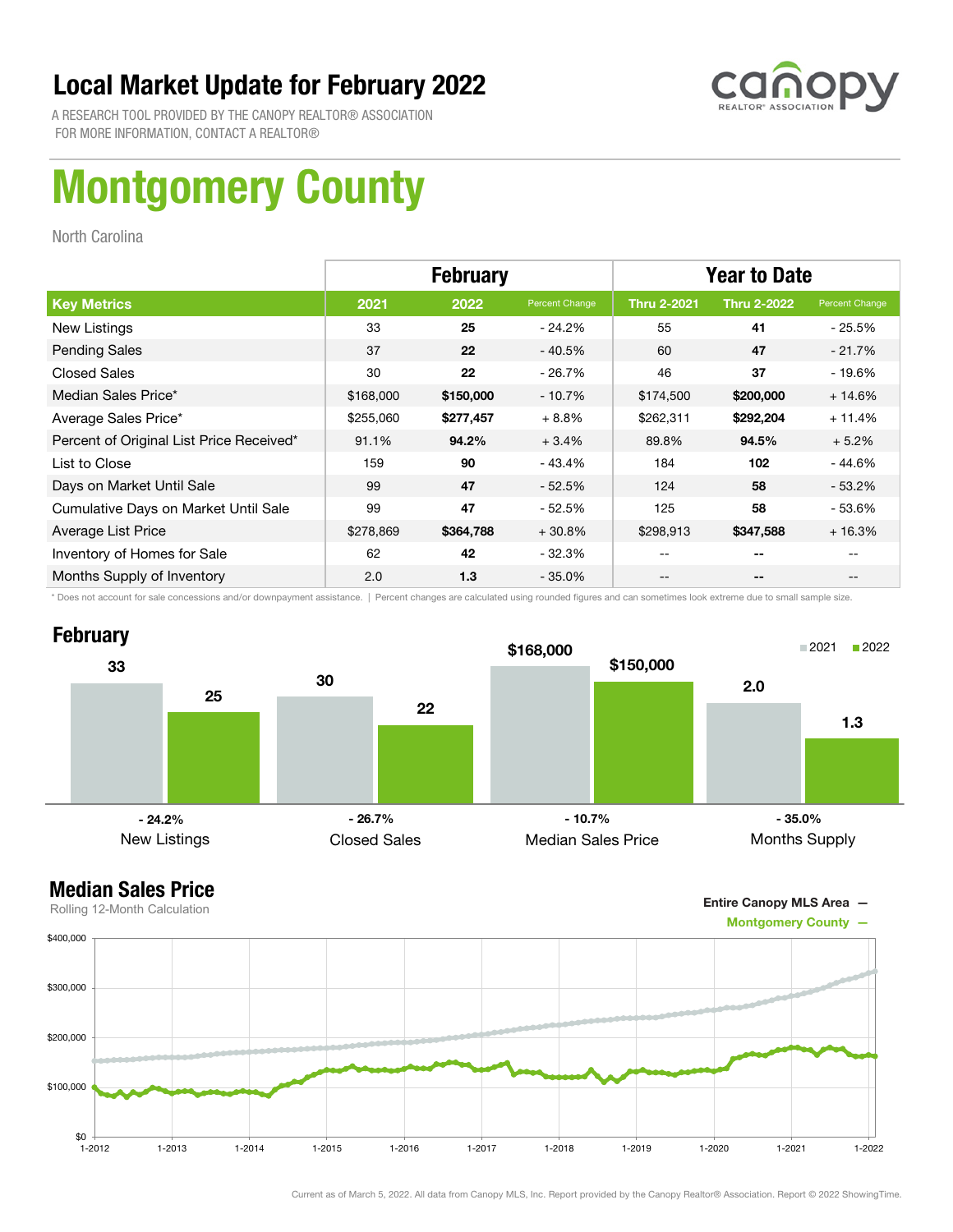# Local Market Update for February 2022

A RESEARCH TOOL PROVIDED BY THE CANOPY REALTOR® ASSOCIATION
FOR MORE INFORMATION, CONTACT A REALTOR®

# Montgomery County

North Carolina

| | February | | | Year to Date | | |
|---|---|---|---|---|---|---|
| **Key Metrics** | **2021** | **2022** | **Percent Change** | **Thru 2-2021** | **Thru 2-2022** | **Percent Change** |
| New Listings | 33 | **25** | - 24.2% | 55 | **41** | - 25.5% |
| Pending Sales | 37 | **22** | - 40.5% | 60 | **47** | - 21.7% |
| Closed Sales | 30 | **22** | - 26.7% | 46 | **37** | - 19.6% |
| Median Sales Price* | $168,000 | **$150,000** | - 10.7% | $174,500 | **$200,000** | + 14.6% |
| Average Sales Price* | $255,060 | **$277,457** | + 8.8% | $262,311 | **$292,204** | + 11.4% |
| Percent of Original List Price Received* | 91.1% | **94.2%** | + 3.4% | 89.8% | **94.5%** | + 5.2% |
| List to Close | 159 | **90** | - 43.4% | 184 | **102** | - 44.6% |
| Days on Market Until Sale | 99 | **47** | - 52.5% | 124 | **58** | - 53.2% |
| Cumulative Days on Market Until Sale | 99 | **47** | - 52.5% | 125 | **58** | - 53.6% |
| Average List Price | $278,869 | **$364,788** | + 30.8% | $298,913 | **$347,588** | + 16.3% |
| Inventory of Homes for Sale | 62 | **42** | - 32.3% | -- | **--** | -- |
| Months Supply of Inventory | 2.0 | **1.3** | - 35.0% | -- | **--** | -- |

\* Does not account for sale concessions and/or downpayment assistance. | Percent changes are calculated using rounded figures and can sometimes look extreme due to small sample size.

## February

| | 2021 | 2022 | Change |
|---|---|---|---|
| New Listings | 33 | 25 | - 24.2% |
| Closed Sales | 30 | 22 | - 26.7% |
| Median Sales Price | $168,000 | $150,000 | - 10.7% |
| Months Supply | 2.0 | 1.3 | - 35.0% |

## Median Sales Price

Rolling 12-Month Calculation

Entire Canopy MLS Area —
Montgomery County —

Current as of March 5, 2022. All data from Canopy MLS, Inc. Report provided by the Canopy Realtor® Association. Report © 2022 ShowingTime.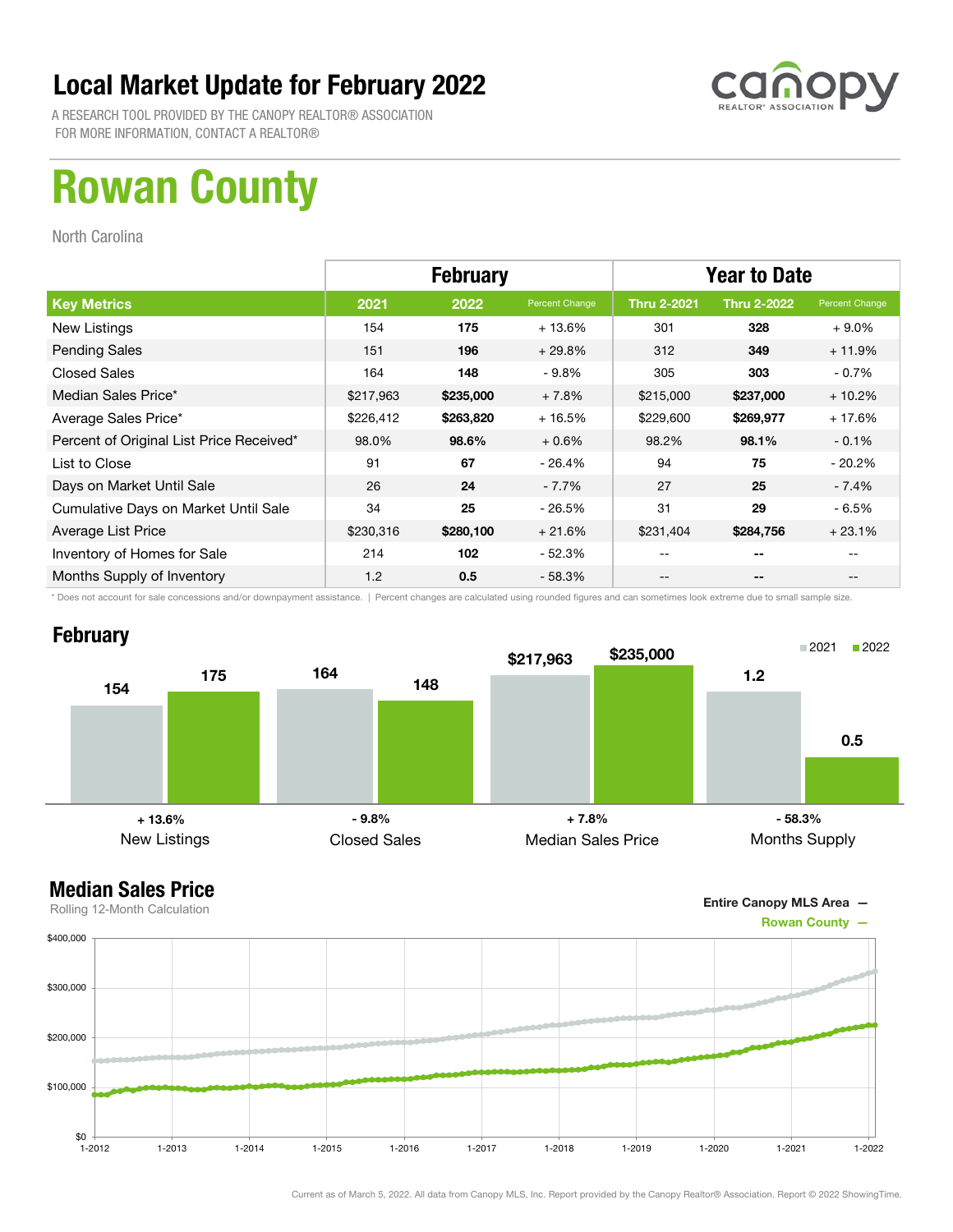# Local Market Update for February 2022

A RESEARCH TOOL PROVIDED BY THE CANOPY REALTOR® ASSOCIATION
FOR MORE INFORMATION, CONTACT A REALTOR®

# Rowan County

North Carolina

| | February | | | Year to Date | | |
|---|---|---|---|---|---|---|
| **Key Metrics** | **2021** | **2022** | **Percent Change** | **Thru 2-2021** | **Thru 2-2022** | **Percent Change** |
| New Listings | 154 | **175** | + 13.6% | 301 | **328** | + 9.0% |
| Pending Sales | 151 | **196** | + 29.8% | 312 | **349** | + 11.9% |
| Closed Sales | 164 | **148** | - 9.8% | 305 | **303** | - 0.7% |
| Median Sales Price* | $217,963 | **$235,000** | + 7.8% | $215,000 | **$237,000** | + 10.2% |
| Average Sales Price* | $226,412 | **$263,820** | + 16.5% | $229,600 | **$269,977** | + 17.6% |
| Percent of Original List Price Received* | 98.0% | **98.6%** | + 0.6% | 98.2% | **98.1%** | - 0.1% |
| List to Close | 91 | **67** | - 26.4% | 94 | **75** | - 20.2% |
| Days on Market Until Sale | 26 | **24** | - 7.7% | 27 | **25** | - 7.4% |
| Cumulative Days on Market Until Sale | 34 | **25** | - 26.5% | 31 | **29** | - 6.5% |
| Average List Price | $230,316 | **$280,100** | + 21.6% | $231,404 | **$284,756** | + 23.1% |
| Inventory of Homes for Sale | 214 | **102** | - 52.3% | -- | -- | -- |
| Months Supply of Inventory | 1.2 | **0.5** | - 58.3% | -- | -- | -- |

\* Does not account for sale concessions and/or downpayment assistance. | Percent changes are calculated using rounded figures and can sometimes look extreme due to small sample size.

## February

| | 2021 | 2022 | Change |
|---|---|---|---|
| New Listings | 154 | 175 | + 13.6% |
| Closed Sales | 164 | 148 | - 9.8% |
| Median Sales Price | $217,963 | $235,000 | + 7.8% |
| Months Supply | 1.2 | 0.5 | - 58.3% |

## Median Sales Price

Rolling 12-Month Calculation

Entire Canopy MLS Area —
Rowan County —

Current as of March 5, 2022. All data from Canopy MLS, Inc. Report provided by the Canopy Realtor® Association. Report © 2022 ShowingTime.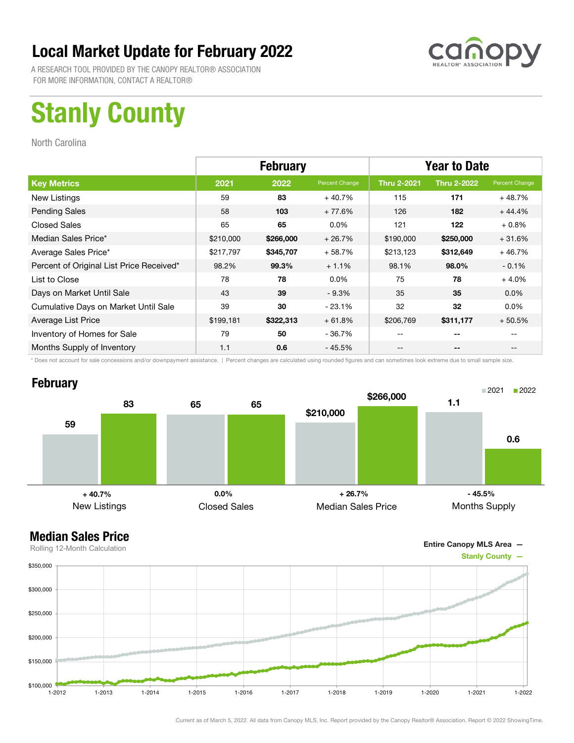# Local Market Update for February 2022

A RESEARCH TOOL PROVIDED BY THE CANOPY REALTOR® ASSOCIATION
FOR MORE INFORMATION, CONTACT A REALTOR®

# Stanly County

North Carolina

| | February | | | Year to Date | | |
|---|---|---|---|---|---|---|
| **Key Metrics** | **2021** | **2022** | **Percent Change** | **Thru 2-2021** | **Thru 2-2022** | **Percent Change** |
| New Listings | 59 | **83** | + 40.7% | 115 | **171** | + 48.7% |
| Pending Sales | 58 | **103** | + 77.6% | 126 | **182** | + 44.4% |
| Closed Sales | 65 | **65** | 0.0% | 121 | **122** | + 0.8% |
| Median Sales Price* | $210,000 | **$266,000** | + 26.7% | $190,000 | **$250,000** | + 31.6% |
| Average Sales Price* | $217,797 | **$345,707** | + 58.7% | $213,123 | **$312,649** | + 46.7% |
| Percent of Original List Price Received* | 98.2% | **99.3%** | + 1.1% | 98.1% | **98.0%** | - 0.1% |
| List to Close | 78 | **78** | 0.0% | 75 | **78** | + 4.0% |
| Days on Market Until Sale | 43 | **39** | - 9.3% | 35 | **35** | 0.0% |
| Cumulative Days on Market Until Sale | 39 | **30** | - 23.1% | 32 | **32** | 0.0% |
| Average List Price | $199,181 | **$322,313** | + 61.8% | $206,769 | **$311,177** | + 50.5% |
| Inventory of Homes for Sale | 79 | **50** | - 36.7% | -- | **--** | -- |
| Months Supply of Inventory | 1.1 | **0.6** | - 45.5% | -- | **--** | -- |

\* Does not account for sale concessions and/or downpayment assistance. | Percent changes are calculated using rounded figures and can sometimes look extreme due to small sample size.

## February

| | 2021 | 2022 | Percent Change |
|---|---|---|---|
| New Listings | 59 | 83 | + 40.7% |
| Closed Sales | 65 | 65 | 0.0% |
| Median Sales Price | $210,000 | $266,000 | + 26.7% |
| Months Supply | 1.1 | 0.6 | - 45.5% |

## Median Sales Price

Rolling 12-Month Calculation

Entire Canopy MLS Area —
Stanly County —

Current as of March 5, 2022. All data from Canopy MLS, Inc. Report provided by the Canopy Realtor® Association. Report © 2022 ShowingTime.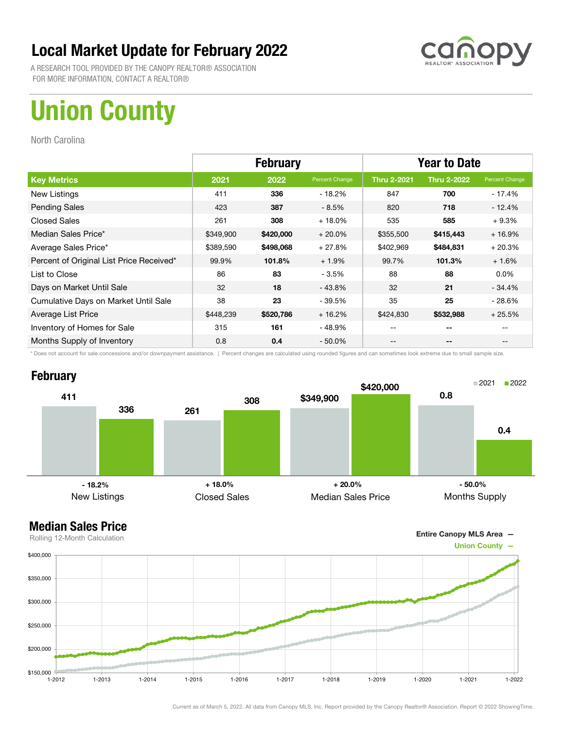# Local Market Update for February 2022

A RESEARCH TOOL PROVIDED BY THE CANOPY REALTOR® ASSOCIATION
FOR MORE INFORMATION, CONTACT A REALTOR®

# Union County

North Carolina

| | February | | | Year to Date | | |
|---|---|---|---|---|---|---|
| **Key Metrics** | **2021** | **2022** | **Percent Change** | **Thru 2-2021** | **Thru 2-2022** | **Percent Change** |
| New Listings | 411 | **336** | - 18.2% | 847 | **700** | - 17.4% |
| Pending Sales | 423 | **387** | - 8.5% | 820 | **718** | - 12.4% |
| Closed Sales | 261 | **308** | + 18.0% | 535 | **585** | + 9.3% |
| Median Sales Price* | $349,900 | **$420,000** | + 20.0% | $355,500 | **$415,443** | + 16.9% |
| Average Sales Price* | $389,590 | **$498,068** | + 27.8% | $402,969 | **$484,831** | + 20.3% |
| Percent of Original List Price Received* | 99.9% | **101.8%** | + 1.9% | 99.7% | **101.3%** | + 1.6% |
| List to Close | 86 | **83** | - 3.5% | 88 | **88** | 0.0% |
| Days on Market Until Sale | 32 | **18** | - 43.8% | 32 | **21** | - 34.4% |
| Cumulative Days on Market Until Sale | 38 | **23** | - 39.5% | 35 | **25** | - 28.6% |
| Average List Price | $448,239 | **$520,786** | + 16.2% | $424,830 | **$532,988** | + 25.5% |
| Inventory of Homes for Sale | 315 | **161** | - 48.9% | -- | **--** | -- |
| Months Supply of Inventory | 0.8 | **0.4** | - 50.0% | -- | **--** | -- |

\* Does not account for sale concessions and/or downpayment assistance. | Percent changes are calculated using rounded figures and can sometimes look extreme due to small sample size.

## February

| | 2021 | 2022 | Change |
|---|---|---|---|
| New Listings | 411 | 336 | - 18.2% |
| Closed Sales | 261 | 308 | + 18.0% |
| Median Sales Price | $349,900 | $420,000 | + 20.0% |
| Months Supply | 0.8 | 0.4 | - 50.0% |

## Median Sales Price

Rolling 12-Month Calculation

Entire Canopy MLS Area —
Union County —

Current as of March 5, 2022. All data from Canopy MLS, Inc. Report provided by the Canopy Realtor® Association. Report © 2022 ShowingTime.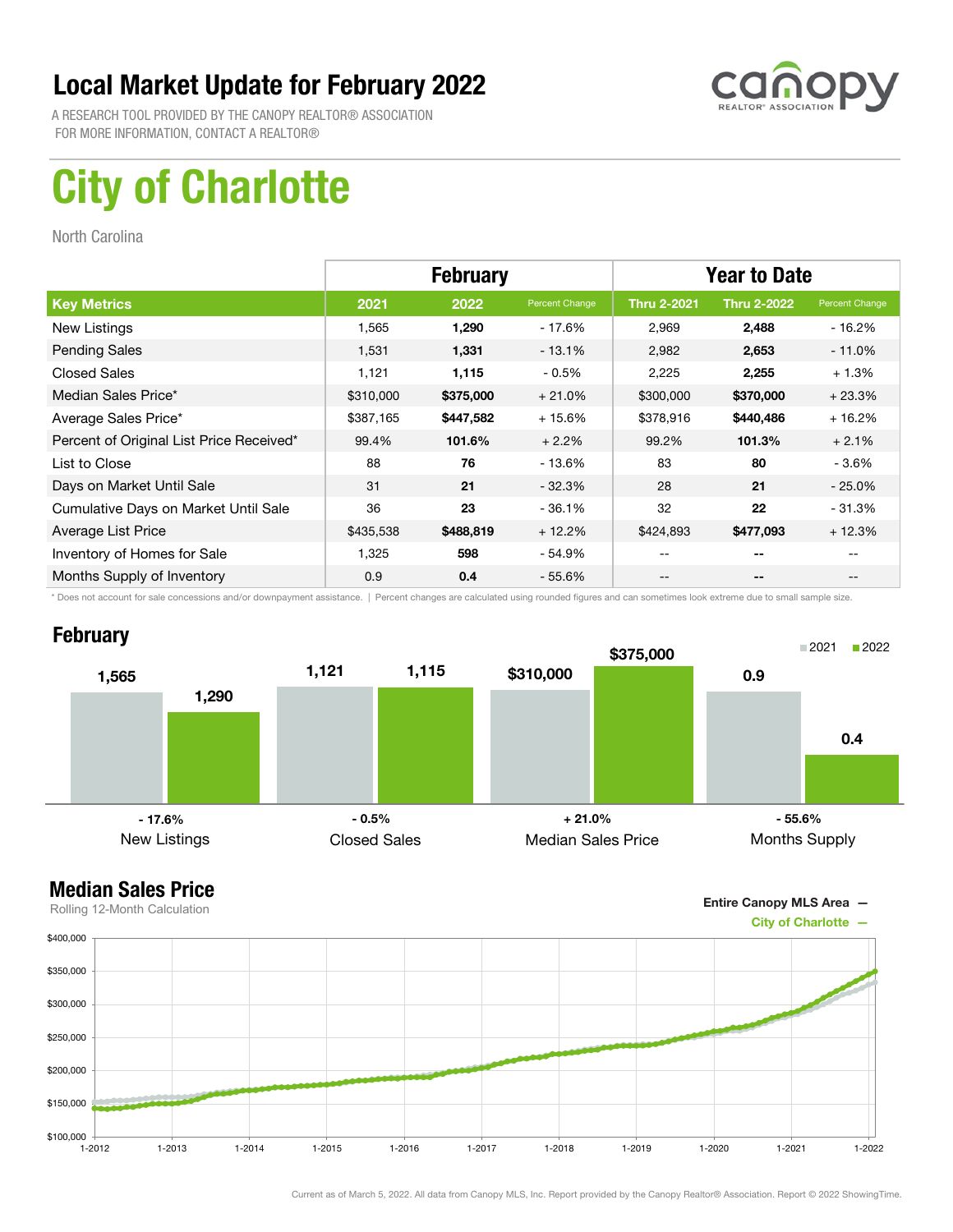# Local Market Update for February 2022

A RESEARCH TOOL PROVIDED BY THE CANOPY REALTOR® ASSOCIATION
FOR MORE INFORMATION, CONTACT A REALTOR®

canopy REALTOR® ASSOCIATION

# City of Charlotte

North Carolina

| | February | | | Year to Date | | |
|---|---|---|---|---|---|---|
| **Key Metrics** | **2021** | **2022** | **Percent Change** | **Thru 2-2021** | **Thru 2-2022** | **Percent Change** |
| New Listings | 1,565 | **1,290** | - 17.6% | 2,969 | **2,488** | - 16.2% |
| Pending Sales | 1,531 | **1,331** | - 13.1% | 2,982 | **2,653** | - 11.0% |
| Closed Sales | 1,121 | **1,115** | - 0.5% | 2,225 | **2,255** | + 1.3% |
| Median Sales Price* | $310,000 | **$375,000** | + 21.0% | $300,000 | **$370,000** | + 23.3% |
| Average Sales Price* | $387,165 | **$447,582** | + 15.6% | $378,916 | **$440,486** | + 16.2% |
| Percent of Original List Price Received* | 99.4% | **101.6%** | + 2.2% | 99.2% | **101.3%** | + 2.1% |
| List to Close | 88 | **76** | - 13.6% | 83 | **80** | - 3.6% |
| Days on Market Until Sale | 31 | **21** | - 32.3% | 28 | **21** | - 25.0% |
| Cumulative Days on Market Until Sale | 36 | **23** | - 36.1% | 32 | **22** | - 31.3% |
| Average List Price | $435,538 | **$488,819** | + 12.2% | $424,893 | **$477,093** | + 12.3% |
| Inventory of Homes for Sale | 1,325 | **598** | - 54.9% | -- | **--** | -- |
| Months Supply of Inventory | 0.9 | **0.4** | - 55.6% | -- | **--** | -- |

\* Does not account for sale concessions and/or downpayment assistance. | Percent changes are calculated using rounded figures and can sometimes look extreme due to small sample size.

## February

| | 2021 | 2022 | Percent Change |
|---|---|---|---|
| New Listings | 1,565 | 1,290 | - 17.6% |
| Closed Sales | 1,121 | 1,115 | - 0.5% |
| Median Sales Price | $310,000 | $375,000 | + 21.0% |
| Months Supply | 0.9 | 0.4 | - 55.6% |

## Median Sales Price

Rolling 12-Month Calculation

Entire Canopy MLS Area —
City of Charlotte —

Current as of March 5, 2022. All data from Canopy MLS, Inc. Report provided by the Canopy Realtor® Association. Report © 2022 ShowingTime.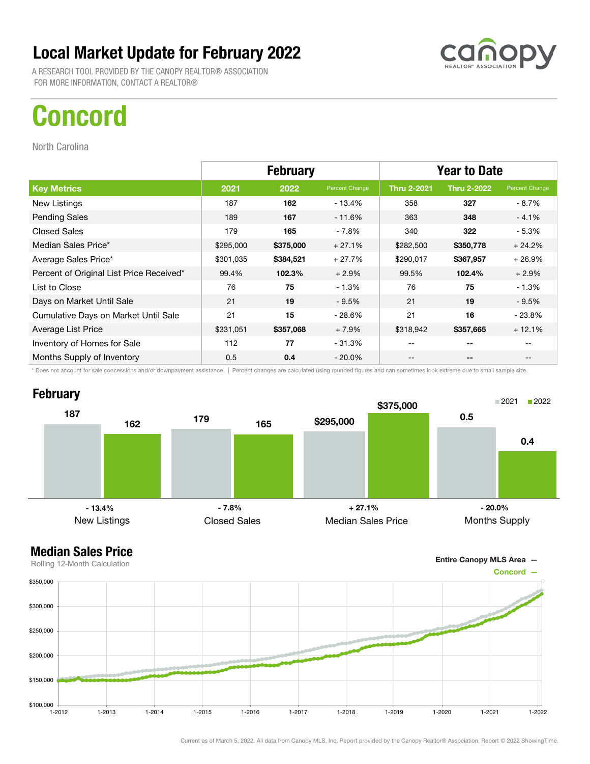# Local Market Update for February 2022

A RESEARCH TOOL PROVIDED BY THE CANOPY REALTOR® ASSOCIATION
FOR MORE INFORMATION, CONTACT A REALTOR®

# Concord

North Carolina

| | February | | | Year to Date | | |
|---|---|---|---|---|---|---|
| **Key Metrics** | **2021** | **2022** | **Percent Change** | **Thru 2-2021** | **Thru 2-2022** | **Percent Change** |
| New Listings | 187 | **162** | - 13.4% | 358 | **327** | - 8.7% |
| Pending Sales | 189 | **167** | - 11.6% | 363 | **348** | - 4.1% |
| Closed Sales | 179 | **165** | - 7.8% | 340 | **322** | - 5.3% |
| Median Sales Price* | $295,000 | **$375,000** | + 27.1% | $282,500 | **$350,778** | + 24.2% |
| Average Sales Price* | $301,035 | **$384,521** | + 27.7% | $290,017 | **$367,957** | + 26.9% |
| Percent of Original List Price Received* | 99.4% | **102.3%** | + 2.9% | 99.5% | **102.4%** | + 2.9% |
| List to Close | 76 | **75** | - 1.3% | 76 | **75** | - 1.3% |
| Days on Market Until Sale | 21 | **19** | - 9.5% | 21 | **19** | - 9.5% |
| Cumulative Days on Market Until Sale | 21 | **15** | - 28.6% | 21 | **16** | - 23.8% |
| Average List Price | $331,051 | **$357,068** | + 7.9% | $318,942 | **$357,665** | + 12.1% |
| Inventory of Homes for Sale | 112 | **77** | - 31.3% | -- | **--** | -- |
| Months Supply of Inventory | 0.5 | **0.4** | - 20.0% | -- | **--** | -- |

\* Does not account for sale concessions and/or downpayment assistance. | Percent changes are calculated using rounded figures and can sometimes look extreme due to small sample size.

## February

| | 2021 | 2022 | Change |
|---|---|---|---|
| New Listings | 187 | 162 | - 13.4% |
| Closed Sales | 179 | 165 | - 7.8% |
| Median Sales Price | $295,000 | $375,000 | + 27.1% |
| Months Supply | 0.5 | 0.4 | - 20.0% |

## Median Sales Price

Rolling 12-Month Calculation

Entire Canopy MLS Area —
Concord —

Current as of March 5, 2022. All data from Canopy MLS, Inc. Report provided by the Canopy Realtor® Association. Report © 2022 ShowingTime.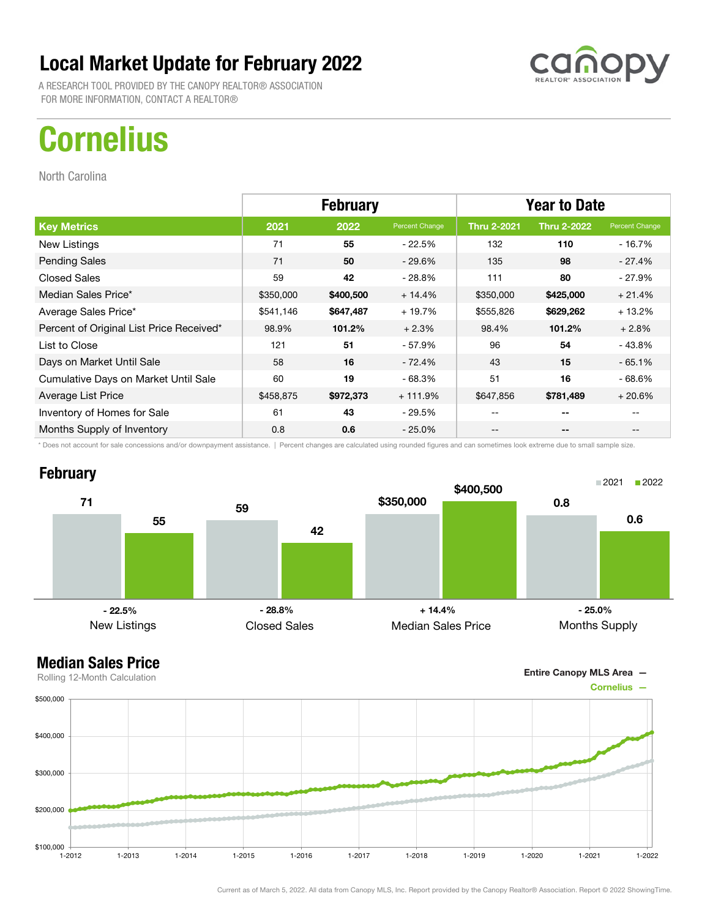# Local Market Update for February 2022

A RESEARCH TOOL PROVIDED BY THE CANOPY REALTOR® ASSOCIATION
FOR MORE INFORMATION, CONTACT A REALTOR®

# Cornelius

North Carolina

| | February | | | Year to Date | | |
|---|---|---|---|---|---|---|
| **Key Metrics** | **2021** | **2022** | **Percent Change** | **Thru 2-2021** | **Thru 2-2022** | **Percent Change** |
| New Listings | 71 | **55** | - 22.5% | 132 | **110** | - 16.7% |
| Pending Sales | 71 | **50** | - 29.6% | 135 | **98** | - 27.4% |
| Closed Sales | 59 | **42** | - 28.8% | 111 | **80** | - 27.9% |
| Median Sales Price* | $350,000 | **$400,500** | + 14.4% | $350,000 | **$425,000** | + 21.4% |
| Average Sales Price* | $541,146 | **$647,487** | + 19.7% | $555,826 | **$629,262** | + 13.2% |
| Percent of Original List Price Received* | 98.9% | **101.2%** | + 2.3% | 98.4% | **101.2%** | + 2.8% |
| List to Close | 121 | **51** | - 57.9% | 96 | **54** | - 43.8% |
| Days on Market Until Sale | 58 | **16** | - 72.4% | 43 | **15** | - 65.1% |
| Cumulative Days on Market Until Sale | 60 | **19** | - 68.3% | 51 | **16** | - 68.6% |
| Average List Price | $458,875 | **$972,373** | + 111.9% | $647,856 | **$781,489** | + 20.6% |
| Inventory of Homes for Sale | 61 | **43** | - 29.5% | -- | **--** | -- |
| Months Supply of Inventory | 0.8 | **0.6** | - 25.0% | -- | **--** | -- |

\* Does not account for sale concessions and/or downpayment assistance. | Percent changes are calculated using rounded figures and can sometimes look extreme due to small sample size.

## February

| | 2021 | 2022 | Change |
|---|---|---|---|
| New Listings | 71 | 55 | - 22.5% |
| Closed Sales | 59 | 42 | - 28.8% |
| Median Sales Price | $350,000 | $400,500 | + 14.4% |
| Months Supply | 0.8 | 0.6 | - 25.0% |

## Median Sales Price

Rolling 12-Month Calculation

Entire Canopy MLS Area —
Cornelius —

Current as of March 5, 2022. All data from Canopy MLS, Inc. Report provided by the Canopy Realtor® Association. Report © 2022 ShowingTime.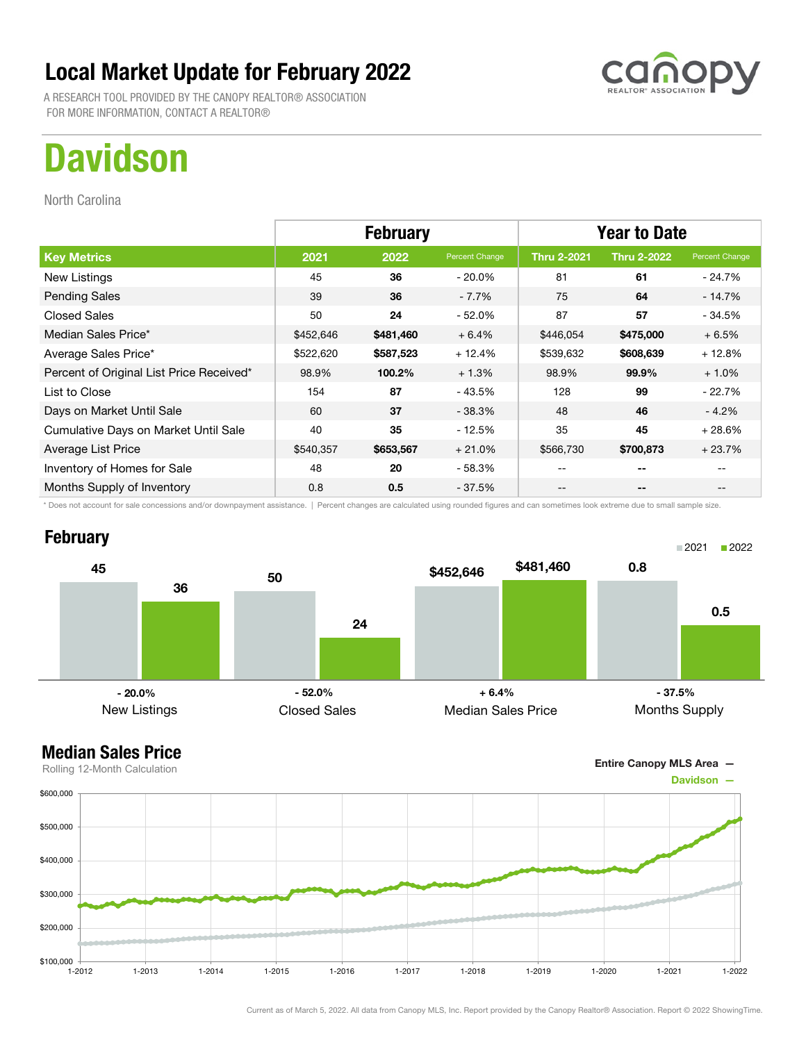# Local Market Update for February 2022

A RESEARCH TOOL PROVIDED BY THE CANOPY REALTOR® ASSOCIATION
FOR MORE INFORMATION, CONTACT A REALTOR®

# Davidson

North Carolina

| | February | | | Year to Date | | |
|---|---|---|---|---|---|---|
| **Key Metrics** | **2021** | **2022** | **Percent Change** | **Thru 2-2021** | **Thru 2-2022** | **Percent Change** |
| New Listings | 45 | **36** | - 20.0% | 81 | **61** | - 24.7% |
| Pending Sales | 39 | **36** | - 7.7% | 75 | **64** | - 14.7% |
| Closed Sales | 50 | **24** | - 52.0% | 87 | **57** | - 34.5% |
| Median Sales Price* | $452,646 | **$481,460** | + 6.4% | $446,054 | **$475,000** | + 6.5% |
| Average Sales Price* | $522,620 | **$587,523** | + 12.4% | $539,632 | **$608,639** | + 12.8% |
| Percent of Original List Price Received* | 98.9% | **100.2%** | + 1.3% | 98.9% | **99.9%** | + 1.0% |
| List to Close | 154 | **87** | - 43.5% | 128 | **99** | - 22.7% |
| Days on Market Until Sale | 60 | **37** | - 38.3% | 48 | **46** | - 4.2% |
| Cumulative Days on Market Until Sale | 40 | **35** | - 12.5% | 35 | **45** | + 28.6% |
| Average List Price | $540,357 | **$653,567** | + 21.0% | $566,730 | **$700,873** | + 23.7% |
| Inventory of Homes for Sale | 48 | **20** | - 58.3% | -- | **--** | -- |
| Months Supply of Inventory | 0.8 | **0.5** | - 37.5% | -- | **--** | -- |

\* Does not account for sale concessions and/or downpayment assistance. | Percent changes are calculated using rounded figures and can sometimes look extreme due to small sample size.

## February

| | 2021 | 2022 | Change |
|---|---|---|---|
| New Listings | 45 | 36 | - 20.0% |
| Closed Sales | 50 | 24 | - 52.0% |
| Median Sales Price | $452,646 | $481,460 | + 6.4% |
| Months Supply | 0.8 | 0.5 | - 37.5% |

## Median Sales Price

Rolling 12-Month Calculation

Entire Canopy MLS Area —
Davidson —

Current as of March 5, 2022. All data from Canopy MLS, Inc. Report provided by the Canopy Realtor® Association. Report © 2022 ShowingTime.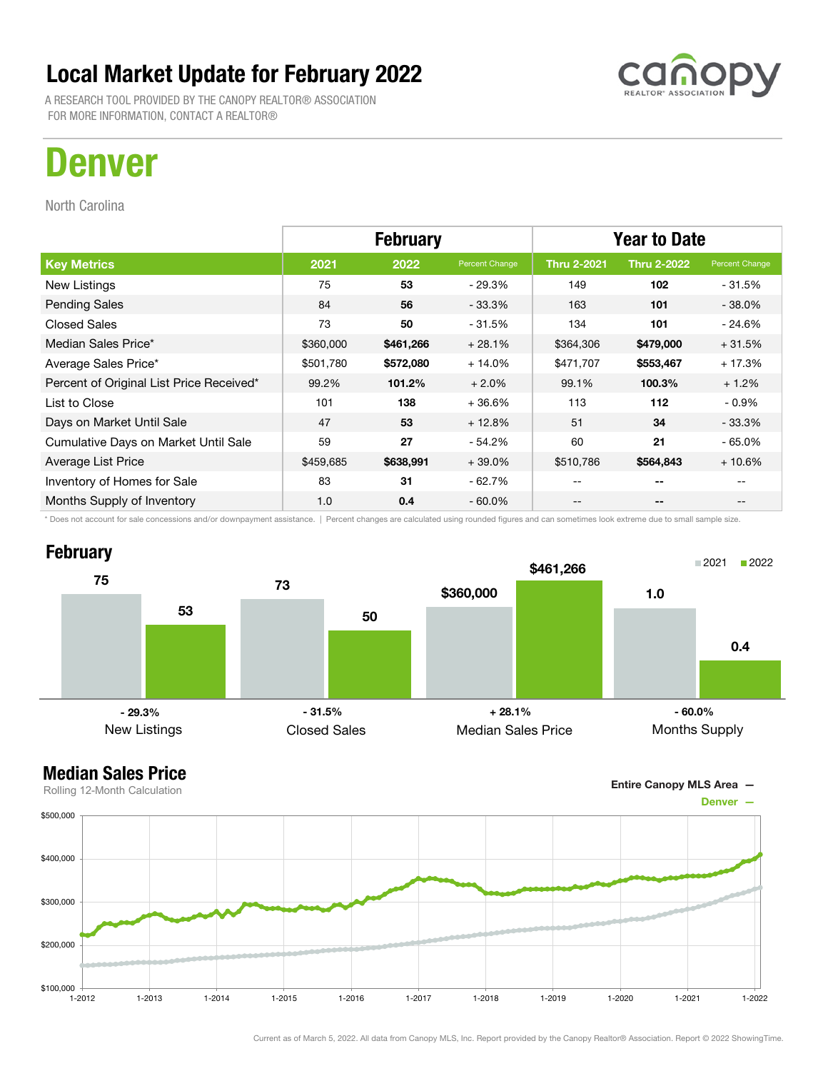# Local Market Update for February 2022

A RESEARCH TOOL PROVIDED BY THE CANOPY REALTOR® ASSOCIATION
FOR MORE INFORMATION, CONTACT A REALTOR®

# Denver

North Carolina

| | February | | | Year to Date | | |
|---|---|---|---|---|---|---|
| **Key Metrics** | **2021** | **2022** | **Percent Change** | **Thru 2-2021** | **Thru 2-2022** | **Percent Change** |
| New Listings | 75 | **53** | - 29.3% | 149 | **102** | - 31.5% |
| Pending Sales | 84 | **56** | - 33.3% | 163 | **101** | - 38.0% |
| Closed Sales | 73 | **50** | - 31.5% | 134 | **101** | - 24.6% |
| Median Sales Price* | $360,000 | **$461,266** | + 28.1% | $364,306 | **$479,000** | + 31.5% |
| Average Sales Price* | $501,780 | **$572,080** | + 14.0% | $471,707 | **$553,467** | + 17.3% |
| Percent of Original List Price Received* | 99.2% | **101.2%** | + 2.0% | 99.1% | **100.3%** | + 1.2% |
| List to Close | 101 | **138** | + 36.6% | 113 | **112** | - 0.9% |
| Days on Market Until Sale | 47 | **53** | + 12.8% | 51 | **34** | - 33.3% |
| Cumulative Days on Market Until Sale | 59 | **27** | - 54.2% | 60 | **21** | - 65.0% |
| Average List Price | $459,685 | **$638,991** | + 39.0% | $510,786 | **$564,843** | + 10.6% |
| Inventory of Homes for Sale | 83 | **31** | - 62.7% | -- | **--** | -- |
| Months Supply of Inventory | 1.0 | **0.4** | - 60.0% | -- | **--** | -- |

\* Does not account for sale concessions and/or downpayment assistance. | Percent changes are calculated using rounded figures and can sometimes look extreme due to small sample size.

## February

| | 2021 | 2022 | Change |
|---|---|---|---|
| New Listings | 75 | 53 | - 29.3% |
| Closed Sales | 73 | 50 | - 31.5% |
| Median Sales Price | $360,000 | $461,266 | + 28.1% |
| Months Supply | 1.0 | 0.4 | - 60.0% |

## Median Sales Price

Rolling 12-Month Calculation

Entire Canopy MLS Area —
Denver —

Current as of March 5, 2022. All data from Canopy MLS, Inc. Report provided by the Canopy Realtor® Association. Report © 2022 ShowingTime.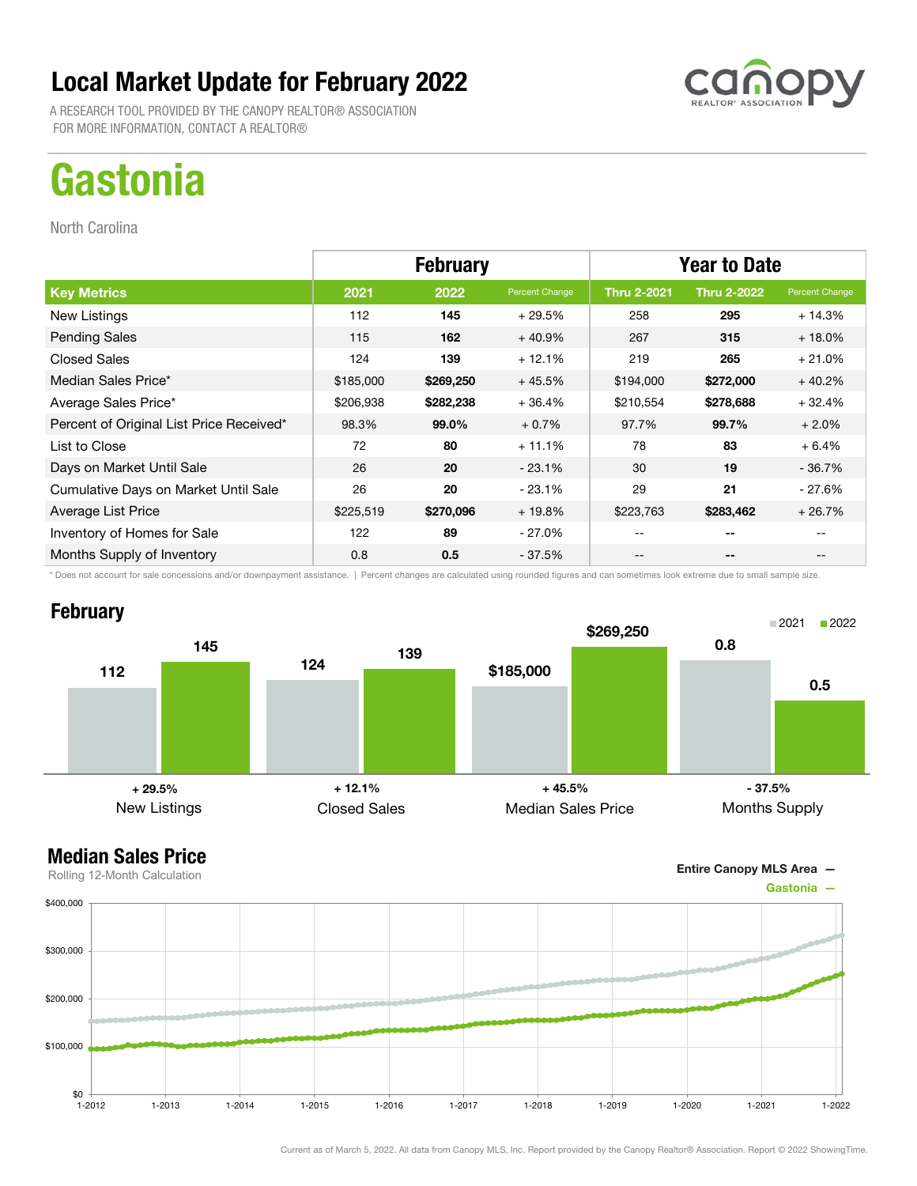# Local Market Update for February 2022

A RESEARCH TOOL PROVIDED BY THE CANOPY REALTOR® ASSOCIATION
FOR MORE INFORMATION, CONTACT A REALTOR®

# Gastonia

North Carolina

| | February | | | Year to Date | | |
|---|---|---|---|---|---|---|
| **Key Metrics** | **2021** | **2022** | **Percent Change** | **Thru 2-2021** | **Thru 2-2022** | **Percent Change** |
| New Listings | 112 | **145** | + 29.5% | 258 | **295** | + 14.3% |
| Pending Sales | 115 | **162** | + 40.9% | 267 | **315** | + 18.0% |
| Closed Sales | 124 | **139** | + 12.1% | 219 | **265** | + 21.0% |
| Median Sales Price* | $185,000 | **$269,250** | + 45.5% | $194,000 | **$272,000** | + 40.2% |
| Average Sales Price* | $206,938 | **$282,238** | + 36.4% | $210,554 | **$278,688** | + 32.4% |
| Percent of Original List Price Received* | 98.3% | **99.0%** | + 0.7% | 97.7% | **99.7%** | + 2.0% |
| List to Close | 72 | **80** | + 11.1% | 78 | **83** | + 6.4% |
| Days on Market Until Sale | 26 | **20** | - 23.1% | 30 | **19** | - 36.7% |
| Cumulative Days on Market Until Sale | 26 | **20** | - 23.1% | 29 | **21** | - 27.6% |
| Average List Price | $225,519 | **$270,096** | + 19.8% | $223,763 | **$283,462** | + 26.7% |
| Inventory of Homes for Sale | 122 | **89** | - 27.0% | -- | **--** | -- |
| Months Supply of Inventory | 0.8 | **0.5** | - 37.5% | -- | **--** | -- |

\* Does not account for sale concessions and/or downpayment assistance. | Percent changes are calculated using rounded figures and can sometimes look extreme due to small sample size.

## February

| | 2021 | 2022 | Change |
|---|---|---|---|
| New Listings | 112 | 145 | + 29.5% |
| Closed Sales | 124 | 139 | + 12.1% |
| Median Sales Price | $185,000 | $269,250 | + 45.5% |
| Months Supply | 0.8 | 0.5 | - 37.5% |

## Median Sales Price

Rolling 12-Month Calculation

Entire Canopy MLS Area —
Gastonia —

Current as of March 5, 2022. All data from Canopy MLS, Inc. Report provided by the Canopy Realtor® Association. Report © 2022 ShowingTime.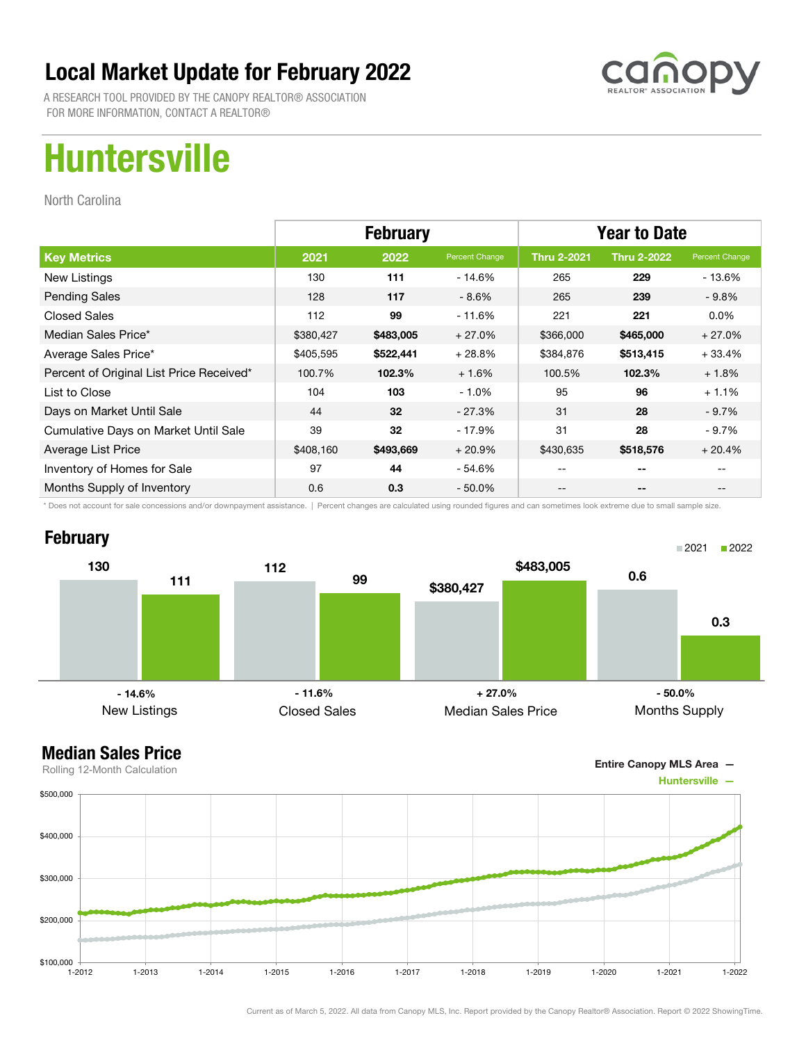# Local Market Update for February 2022

A RESEARCH TOOL PROVIDED BY THE CANOPY REALTOR® ASSOCIATION
FOR MORE INFORMATION, CONTACT A REALTOR®

# Huntersville

North Carolina

| | February | | | Year to Date | | |
|---|---|---|---|---|---|---|
| **Key Metrics** | **2021** | **2022** | **Percent Change** | **Thru 2-2021** | **Thru 2-2022** | **Percent Change** |
| New Listings | 130 | **111** | - 14.6% | 265 | **229** | - 13.6% |
| Pending Sales | 128 | **117** | - 8.6% | 265 | **239** | - 9.8% |
| Closed Sales | 112 | **99** | - 11.6% | 221 | **221** | 0.0% |
| Median Sales Price* | $380,427 | **$483,005** | + 27.0% | $366,000 | **$465,000** | + 27.0% |
| Average Sales Price* | $405,595 | **$522,441** | + 28.8% | $384,876 | **$513,415** | + 33.4% |
| Percent of Original List Price Received* | 100.7% | **102.3%** | + 1.6% | 100.5% | **102.3%** | + 1.8% |
| List to Close | 104 | **103** | - 1.0% | 95 | **96** | + 1.1% |
| Days on Market Until Sale | 44 | **32** | - 27.3% | 31 | **28** | - 9.7% |
| Cumulative Days on Market Until Sale | 39 | **32** | - 17.9% | 31 | **28** | - 9.7% |
| Average List Price | $408,160 | **$493,669** | + 20.9% | $430,635 | **$518,576** | + 20.4% |
| Inventory of Homes for Sale | 97 | **44** | - 54.6% | -- | **--** | -- |
| Months Supply of Inventory | 0.6 | **0.3** | - 50.0% | -- | **--** | -- |

\* Does not account for sale concessions and/or downpayment assistance. | Percent changes are calculated using rounded figures and can sometimes look extreme due to small sample size.

## February

| | 2021 | 2022 | Change |
|---|---|---|---|
| New Listings | 130 | 111 | - 14.6% |
| Closed Sales | 112 | 99 | - 11.6% |
| Median Sales Price | $380,427 | $483,005 | + 27.0% |
| Months Supply | 0.6 | 0.3 | - 50.0% |

## Median Sales Price

Rolling 12-Month Calculation

Entire Canopy MLS Area —
Huntersville —

Current as of March 5, 2022. All data from Canopy MLS, Inc. Report provided by the Canopy Realtor® Association. Report © 2022 ShowingTime.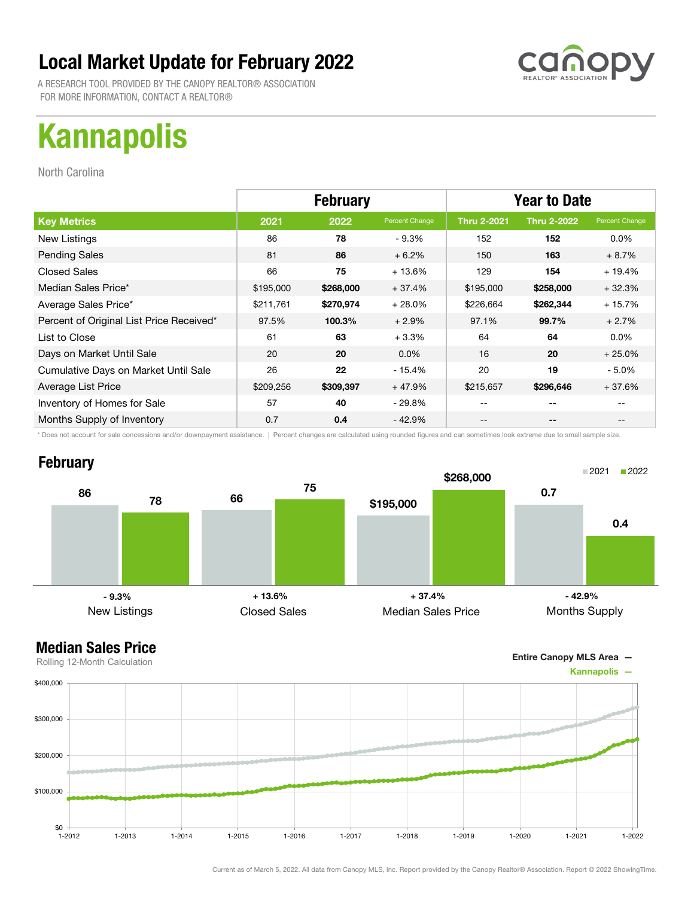# Local Market Update for February 2022

A RESEARCH TOOL PROVIDED BY THE CANOPY REALTOR® ASSOCIATION
FOR MORE INFORMATION, CONTACT A REALTOR®

# Kannapolis

North Carolina

| | February | | | Year to Date | | |
|---|---|---|---|---|---|---|
| **Key Metrics** | **2021** | **2022** | Percent Change | **Thru 2-2021** | **Thru 2-2022** | Percent Change |
| New Listings | 86 | **78** | - 9.3% | 152 | **152** | 0.0% |
| Pending Sales | 81 | **86** | + 6.2% | 150 | **163** | + 8.7% |
| Closed Sales | 66 | **75** | + 13.6% | 129 | **154** | + 19.4% |
| Median Sales Price* | $195,000 | **$268,000** | + 37.4% | $195,000 | **$258,000** | + 32.3% |
| Average Sales Price* | $211,761 | **$270,974** | + 28.0% | $226,664 | **$262,344** | + 15.7% |
| Percent of Original List Price Received* | 97.5% | **100.3%** | + 2.9% | 97.1% | **99.7%** | + 2.7% |
| List to Close | 61 | **63** | + 3.3% | 64 | **64** | 0.0% |
| Days on Market Until Sale | 20 | **20** | 0.0% | 16 | **20** | + 25.0% |
| Cumulative Days on Market Until Sale | 26 | **22** | - 15.4% | 20 | **19** | - 5.0% |
| Average List Price | $209,256 | **$309,397** | + 47.9% | $215,657 | **$296,646** | + 37.6% |
| Inventory of Homes for Sale | 57 | **40** | - 29.8% | -- | **--** | -- |
| Months Supply of Inventory | 0.7 | **0.4** | - 42.9% | -- | **--** | -- |

\* Does not account for sale concessions and/or downpayment assistance. | Percent changes are calculated using rounded figures and can sometimes look extreme due to small sample size.

## February

| | 2021 | 2022 | Change |
|---|---|---|---|
| New Listings | 86 | 78 | - 9.3% |
| Closed Sales | 66 | 75 | + 13.6% |
| Median Sales Price | $195,000 | $268,000 | + 37.4% |
| Months Supply | 0.7 | 0.4 | - 42.9% |

## Median Sales Price

Rolling 12-Month Calculation

Entire Canopy MLS Area —
Kannapolis —

Current as of March 5, 2022. All data from Canopy MLS, Inc. Report provided by the Canopy Realtor® Association. Report © 2022 ShowingTime.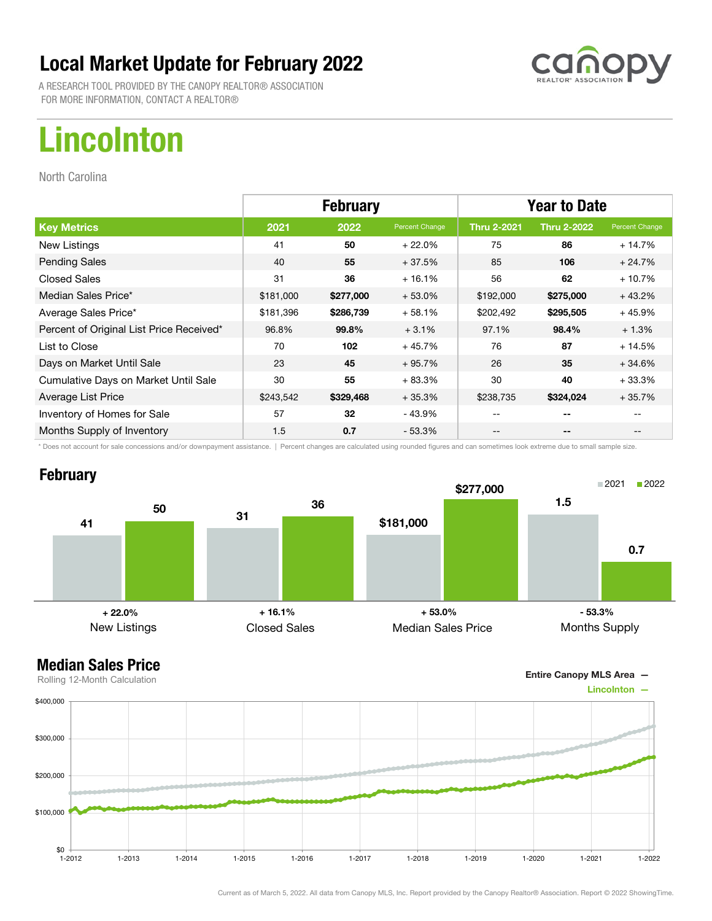# Local Market Update for February 2022

A RESEARCH TOOL PROVIDED BY THE CANOPY REALTOR® ASSOCIATION
FOR MORE INFORMATION, CONTACT A REALTOR®

# Lincolnton

North Carolina

| | February | | | Year to Date | | |
|---|---|---|---|---|---|---|
| **Key Metrics** | **2021** | **2022** | **Percent Change** | **Thru 2-2021** | **Thru 2-2022** | **Percent Change** |
| New Listings | 41 | **50** | + 22.0% | 75 | **86** | + 14.7% |
| Pending Sales | 40 | **55** | + 37.5% | 85 | **106** | + 24.7% |
| Closed Sales | 31 | **36** | + 16.1% | 56 | **62** | + 10.7% |
| Median Sales Price* | $181,000 | **$277,000** | + 53.0% | $192,000 | **$275,000** | + 43.2% |
| Average Sales Price* | $181,396 | **$286,739** | + 58.1% | $202,492 | **$295,505** | + 45.9% |
| Percent of Original List Price Received* | 96.8% | **99.8%** | + 3.1% | 97.1% | **98.4%** | + 1.3% |
| List to Close | 70 | **102** | + 45.7% | 76 | **87** | + 14.5% |
| Days on Market Until Sale | 23 | **45** | + 95.7% | 26 | **35** | + 34.6% |
| Cumulative Days on Market Until Sale | 30 | **55** | + 83.3% | 30 | **40** | + 33.3% |
| Average List Price | $243,542 | **$329,468** | + 35.3% | $238,735 | **$324,024** | + 35.7% |
| Inventory of Homes for Sale | 57 | **32** | - 43.9% | -- | **--** | -- |
| Months Supply of Inventory | 1.5 | **0.7** | - 53.3% | -- | **--** | -- |

\* Does not account for sale concessions and/or downpayment assistance. | Percent changes are calculated using rounded figures and can sometimes look extreme due to small sample size.

## February

| | 2021 | 2022 | Change |
|---|---|---|---|
| New Listings | 41 | 50 | + 22.0% |
| Closed Sales | 31 | 36 | + 16.1% |
| Median Sales Price | $181,000 | $277,000 | + 53.0% |
| Months Supply | 1.5 | 0.7 | - 53.3% |

## Median Sales Price

Rolling 12-Month Calculation

Entire Canopy MLS Area —
Lincolnton —

Current as of March 5, 2022. All data from Canopy MLS, Inc. Report provided by the Canopy Realtor® Association. Report © 2022 ShowingTime.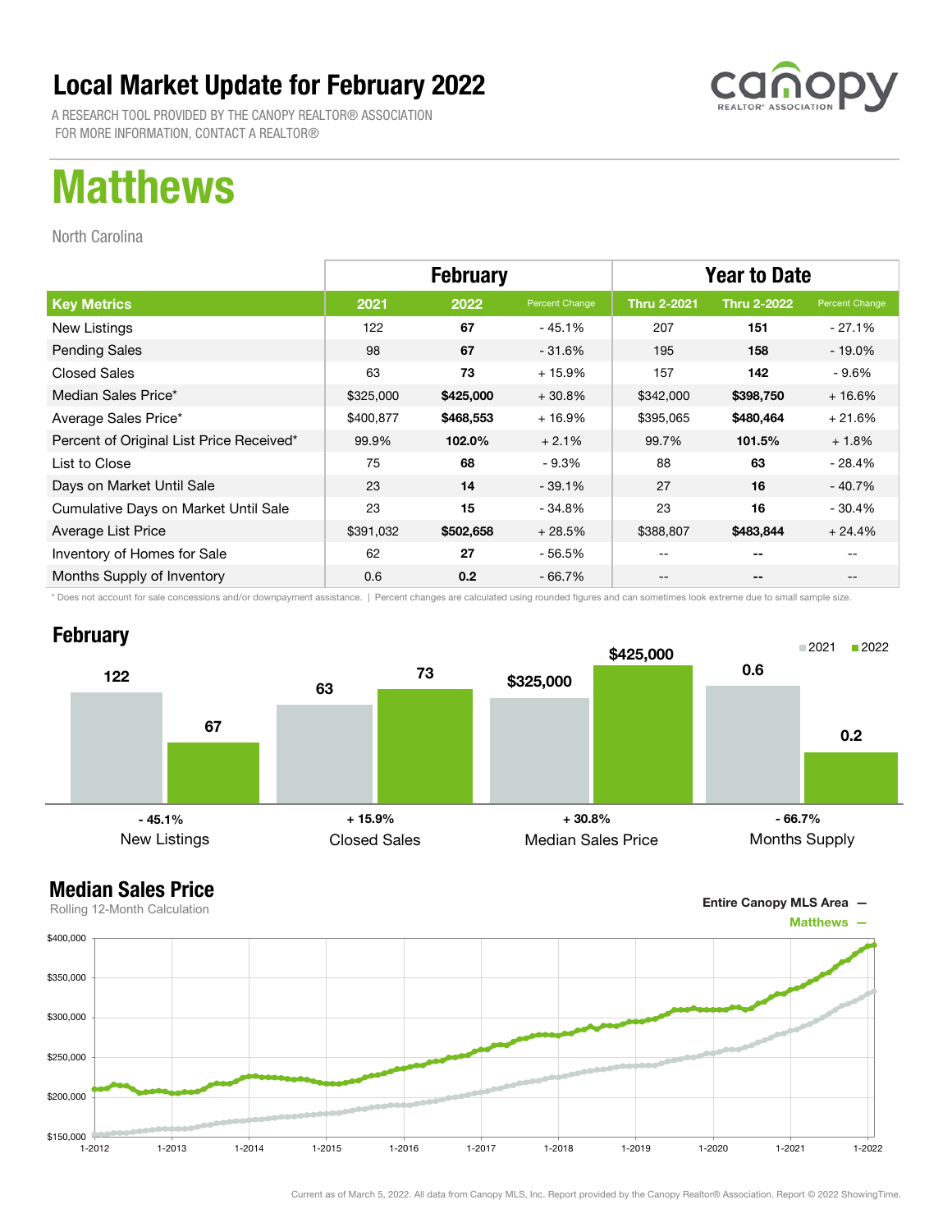# Local Market Update for February 2022

A RESEARCH TOOL PROVIDED BY THE CANOPY REALTOR® ASSOCIATION
FOR MORE INFORMATION, CONTACT A REALTOR®

canopy REALTOR® ASSOCIATION

# Matthews

North Carolina

| | February | | | Year to Date | | |
|---|---|---|---|---|---|---|
| **Key Metrics** | **2021** | **2022** | **Percent Change** | **Thru 2-2021** | **Thru 2-2022** | **Percent Change** |
| New Listings | 122 | **67** | - 45.1% | 207 | **151** | - 27.1% |
| Pending Sales | 98 | **67** | - 31.6% | 195 | **158** | - 19.0% |
| Closed Sales | 63 | **73** | + 15.9% | 157 | **142** | - 9.6% |
| Median Sales Price* | $325,000 | **$425,000** | + 30.8% | $342,000 | **$398,750** | + 16.6% |
| Average Sales Price* | $400,877 | **$468,553** | + 16.9% | $395,065 | **$480,464** | + 21.6% |
| Percent of Original List Price Received* | 99.9% | **102.0%** | + 2.1% | 99.7% | **101.5%** | + 1.8% |
| List to Close | 75 | **68** | - 9.3% | 88 | **63** | - 28.4% |
| Days on Market Until Sale | 23 | **14** | - 39.1% | 27 | **16** | - 40.7% |
| Cumulative Days on Market Until Sale | 23 | **15** | - 34.8% | 23 | **16** | - 30.4% |
| Average List Price | $391,032 | **$502,658** | + 28.5% | $388,807 | **$483,844** | + 24.4% |
| Inventory of Homes for Sale | 62 | **27** | - 56.5% | -- | **--** | -- |
| Months Supply of Inventory | 0.6 | **0.2** | - 66.7% | -- | **--** | -- |

\* Does not account for sale concessions and/or downpayment assistance. | Percent changes are calculated using rounded figures and can sometimes look extreme due to small sample size.

## February

| | 2021 | 2022 | Change |
|---|---|---|---|
| New Listings | 122 | 67 | - 45.1% |
| Closed Sales | 63 | 73 | + 15.9% |
| Median Sales Price | $325,000 | $425,000 | + 30.8% |
| Months Supply | 0.6 | 0.2 | - 66.7% |

## Median Sales Price

Rolling 12-Month Calculation

Entire Canopy MLS Area —
Matthews —

Current as of March 5, 2022. All data from Canopy MLS, Inc. Report provided by the Canopy Realtor® Association. Report © 2022 ShowingTime.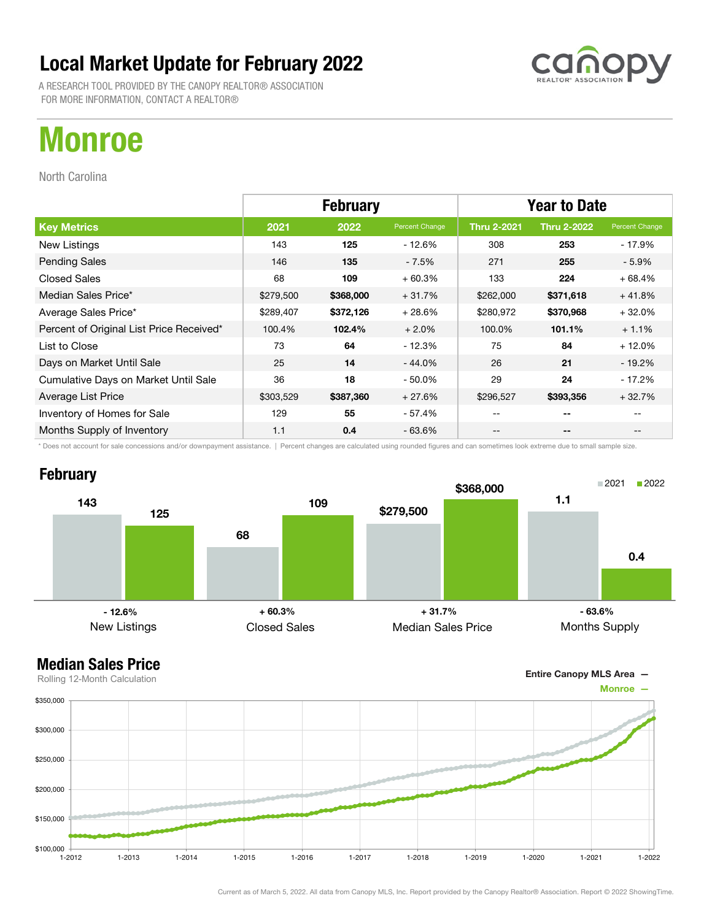# Local Market Update for February 2022

A RESEARCH TOOL PROVIDED BY THE CANOPY REALTOR® ASSOCIATION
FOR MORE INFORMATION, CONTACT A REALTOR®

# Monroe

North Carolina

| | February | | | Year to Date | | |
|---|---|---|---|---|---|---|
| **Key Metrics** | **2021** | **2022** | Percent Change | **Thru 2-2021** | **Thru 2-2022** | Percent Change |
| New Listings | 143 | **125** | - 12.6% | 308 | **253** | - 17.9% |
| Pending Sales | 146 | **135** | - 7.5% | 271 | **255** | - 5.9% |
| Closed Sales | 68 | **109** | + 60.3% | 133 | **224** | + 68.4% |
| Median Sales Price* | $279,500 | **$368,000** | + 31.7% | $262,000 | **$371,618** | + 41.8% |
| Average Sales Price* | $289,407 | **$372,126** | + 28.6% | $280,972 | **$370,968** | + 32.0% |
| Percent of Original List Price Received* | 100.4% | **102.4%** | + 2.0% | 100.0% | **101.1%** | + 1.1% |
| List to Close | 73 | **64** | - 12.3% | 75 | **84** | + 12.0% |
| Days on Market Until Sale | 25 | **14** | - 44.0% | 26 | **21** | - 19.2% |
| Cumulative Days on Market Until Sale | 36 | **18** | - 50.0% | 29 | **24** | - 17.2% |
| Average List Price | $303,529 | **$387,360** | + 27.6% | $296,527 | **$393,356** | + 32.7% |
| Inventory of Homes for Sale | 129 | **55** | - 57.4% | -- | **--** | -- |
| Months Supply of Inventory | 1.1 | **0.4** | - 63.6% | -- | **--** | -- |

\* Does not account for sale concessions and/or downpayment assistance. | Percent changes are calculated using rounded figures and can sometimes look extreme due to small sample size.

## February

| | 2021 | 2022 | Change |
|---|---|---|---|
| New Listings | 143 | 125 | - 12.6% |
| Closed Sales | 68 | 109 | + 60.3% |
| Median Sales Price | $279,500 | $368,000 | + 31.7% |
| Months Supply | 1.1 | 0.4 | - 63.6% |

## Median Sales Price

Rolling 12-Month Calculation

Entire Canopy MLS Area —
Monroe —

Current as of March 5, 2022. All data from Canopy MLS, Inc. Report provided by the Canopy Realtor® Association. Report © 2022 ShowingTime.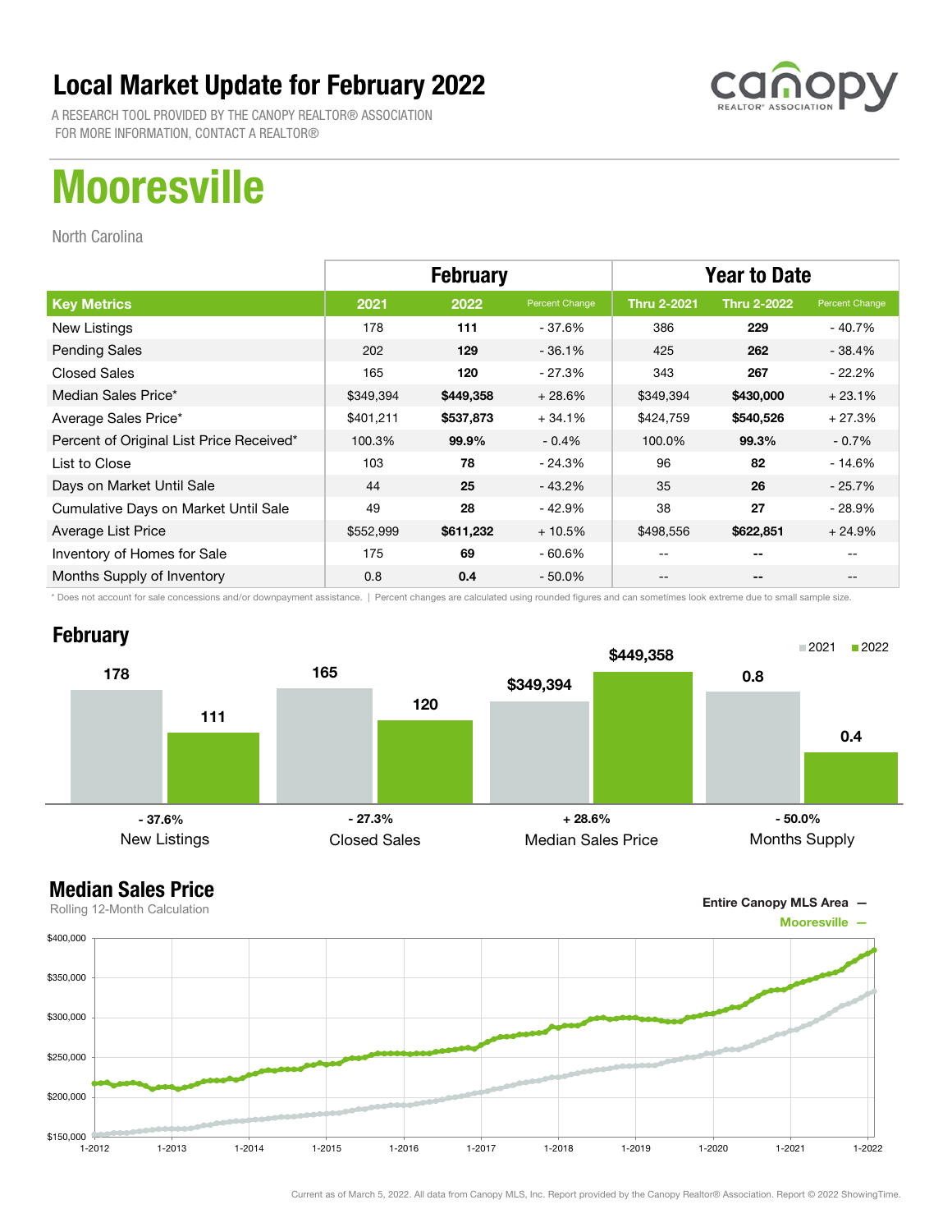# Local Market Update for February 2022

A RESEARCH TOOL PROVIDED BY THE CANOPY REALTOR® ASSOCIATION
FOR MORE INFORMATION, CONTACT A REALTOR®

# Mooresville

North Carolina

| | February | | | Year to Date | | |
|---|---|---|---|---|---|---|
| **Key Metrics** | **2021** | **2022** | **Percent Change** | **Thru 2-2021** | **Thru 2-2022** | **Percent Change** |
| New Listings | 178 | **111** | - 37.6% | 386 | **229** | - 40.7% |
| Pending Sales | 202 | **129** | - 36.1% | 425 | **262** | - 38.4% |
| Closed Sales | 165 | **120** | - 27.3% | 343 | **267** | - 22.2% |
| Median Sales Price* | $349,394 | **$449,358** | + 28.6% | $349,394 | **$430,000** | + 23.1% |
| Average Sales Price* | $401,211 | **$537,873** | + 34.1% | $424,759 | **$540,526** | + 27.3% |
| Percent of Original List Price Received* | 100.3% | **99.9%** | - 0.4% | 100.0% | **99.3%** | - 0.7% |
| List to Close | 103 | **78** | - 24.3% | 96 | **82** | - 14.6% |
| Days on Market Until Sale | 44 | **25** | - 43.2% | 35 | **26** | - 25.7% |
| Cumulative Days on Market Until Sale | 49 | **28** | - 42.9% | 38 | **27** | - 28.9% |
| Average List Price | $552,999 | **$611,232** | + 10.5% | $498,556 | **$622,851** | + 24.9% |
| Inventory of Homes for Sale | 175 | **69** | - 60.6% | -- | **--** | -- |
| Months Supply of Inventory | 0.8 | **0.4** | - 50.0% | -- | **--** | -- |

\* Does not account for sale concessions and/or downpayment assistance. | Percent changes are calculated using rounded figures and can sometimes look extreme due to small sample size.

## February

| | 2021 | 2022 | Change |
|---|---|---|---|
| New Listings | 178 | 111 | - 37.6% |
| Closed Sales | 165 | 120 | - 27.3% |
| Median Sales Price | $349,394 | $449,358 | + 28.6% |
| Months Supply | 0.8 | 0.4 | - 50.0% |

## Median Sales Price

Rolling 12-Month Calculation

Entire Canopy MLS Area —
Mooresville —

Current as of March 5, 2022. All data from Canopy MLS, Inc. Report provided by the Canopy Realtor® Association. Report © 2022 ShowingTime.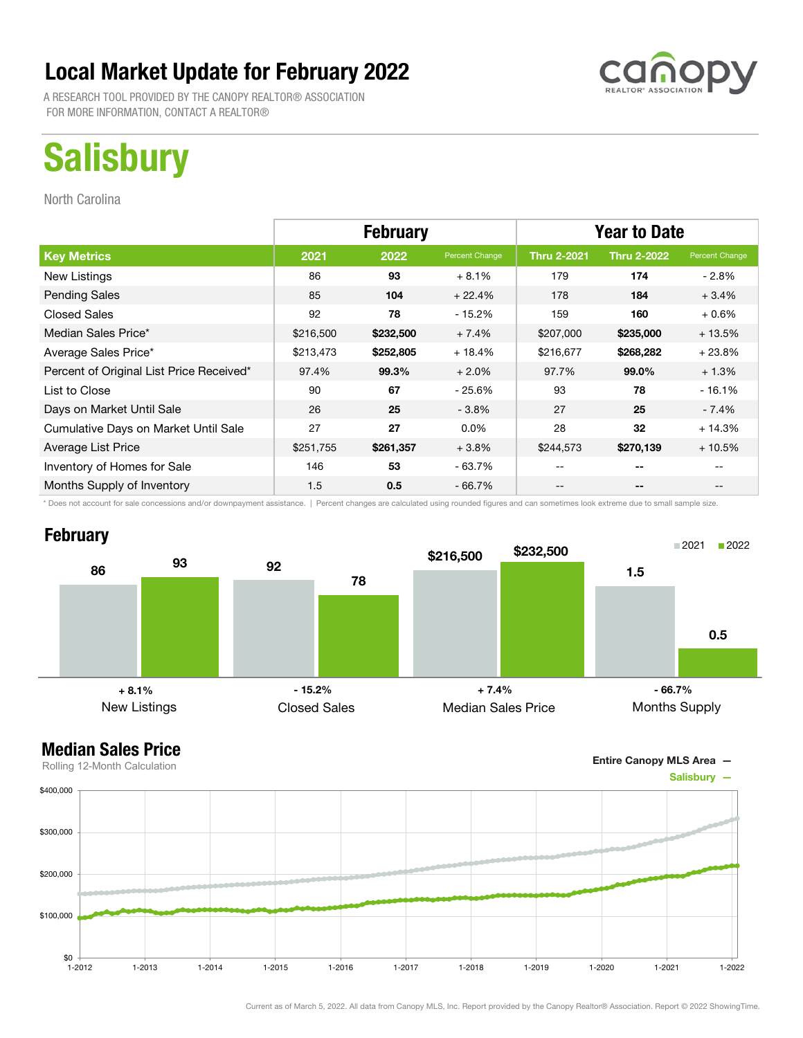# Local Market Update for February 2022

A RESEARCH TOOL PROVIDED BY THE CANOPY REALTOR® ASSOCIATION
FOR MORE INFORMATION, CONTACT A REALTOR®

# Salisbury

North Carolina

| | February | | | Year to Date | | |
|---|---|---|---|---|---|---|
| **Key Metrics** | **2021** | **2022** | **Percent Change** | **Thru 2-2021** | **Thru 2-2022** | **Percent Change** |
| New Listings | 86 | **93** | + 8.1% | 179 | **174** | - 2.8% |
| Pending Sales | 85 | **104** | + 22.4% | 178 | **184** | + 3.4% |
| Closed Sales | 92 | **78** | - 15.2% | 159 | **160** | + 0.6% |
| Median Sales Price* | $216,500 | **$232,500** | + 7.4% | $207,000 | **$235,000** | + 13.5% |
| Average Sales Price* | $213,473 | **$252,805** | + 18.4% | $216,677 | **$268,282** | + 23.8% |
| Percent of Original List Price Received* | 97.4% | **99.3%** | + 2.0% | 97.7% | **99.0%** | + 1.3% |
| List to Close | 90 | **67** | - 25.6% | 93 | **78** | - 16.1% |
| Days on Market Until Sale | 26 | **25** | - 3.8% | 27 | **25** | - 7.4% |
| Cumulative Days on Market Until Sale | 27 | **27** | 0.0% | 28 | **32** | + 14.3% |
| Average List Price | $251,755 | **$261,357** | + 3.8% | $244,573 | **$270,139** | + 10.5% |
| Inventory of Homes for Sale | 146 | **53** | - 63.7% | -- | **--** | -- |
| Months Supply of Inventory | 1.5 | **0.5** | - 66.7% | -- | **--** | -- |

\* Does not account for sale concessions and/or downpayment assistance. | Percent changes are calculated using rounded figures and can sometimes look extreme due to small sample size.

## February

| | 2021 | 2022 | Change |
|---|---|---|---|
| New Listings | 86 | 93 | + 8.1% |
| Closed Sales | 92 | 78 | - 15.2% |
| Median Sales Price | $216,500 | $232,500 | + 7.4% |
| Months Supply | 1.5 | 0.5 | - 66.7% |

## Median Sales Price

Rolling 12-Month Calculation

Entire Canopy MLS Area —
Salisbury —

Current as of March 5, 2022. All data from Canopy MLS, Inc. Report provided by the Canopy Realtor® Association. Report © 2022 ShowingTime.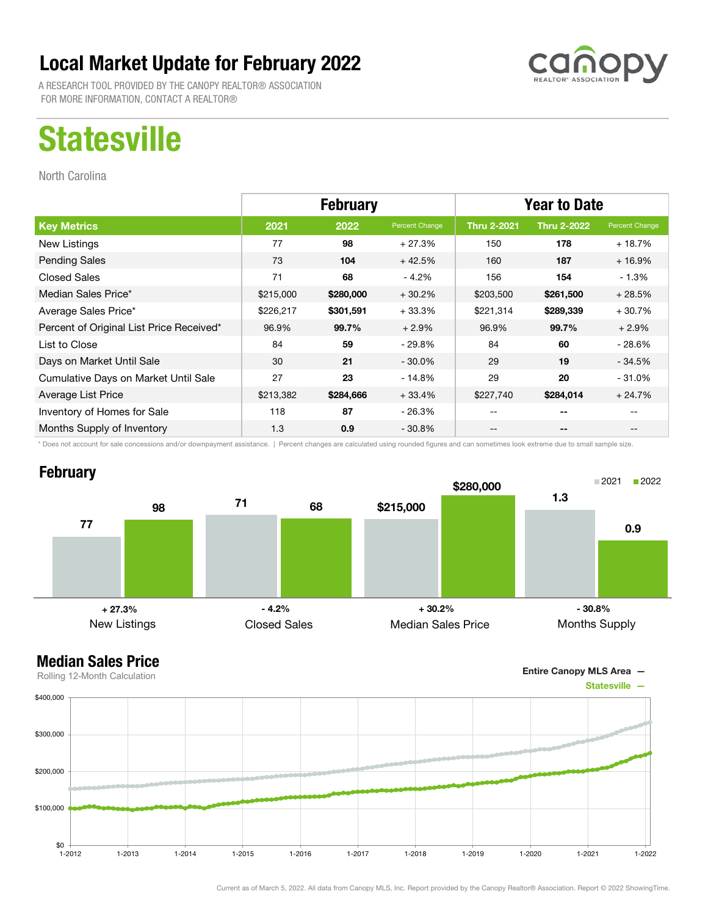# Local Market Update for February 2022

A RESEARCH TOOL PROVIDED BY THE CANOPY REALTOR® ASSOCIATION
FOR MORE INFORMATION, CONTACT A REALTOR®

# Statesville

North Carolina

| | February | | | Year to Date | | |
|---|---|---|---|---|---|---|
| **Key Metrics** | **2021** | **2022** | **Percent Change** | **Thru 2-2021** | **Thru 2-2022** | **Percent Change** |
| New Listings | 77 | **98** | + 27.3% | 150 | **178** | + 18.7% |
| Pending Sales | 73 | **104** | + 42.5% | 160 | **187** | + 16.9% |
| Closed Sales | 71 | **68** | - 4.2% | 156 | **154** | - 1.3% |
| Median Sales Price* | $215,000 | **$280,000** | + 30.2% | $203,500 | **$261,500** | + 28.5% |
| Average Sales Price* | $226,217 | **$301,591** | + 33.3% | $221,314 | **$289,339** | + 30.7% |
| Percent of Original List Price Received* | 96.9% | **99.7%** | + 2.9% | 96.9% | **99.7%** | + 2.9% |
| List to Close | 84 | **59** | - 29.8% | 84 | **60** | - 28.6% |
| Days on Market Until Sale | 30 | **21** | - 30.0% | 29 | **19** | - 34.5% |
| Cumulative Days on Market Until Sale | 27 | **23** | - 14.8% | 29 | **20** | - 31.0% |
| Average List Price | $213,382 | **$284,666** | + 33.4% | $227,740 | **$284,014** | + 24.7% |
| Inventory of Homes for Sale | 118 | **87** | - 26.3% | -- | **--** | -- |
| Months Supply of Inventory | 1.3 | **0.9** | - 30.8% | -- | **--** | -- |

\* Does not account for sale concessions and/or downpayment assistance. | Percent changes are calculated using rounded figures and can sometimes look extreme due to small sample size.

## February

| | 2021 | 2022 | Change |
|---|---|---|---|
| New Listings | 77 | 98 | + 27.3% |
| Closed Sales | 71 | 68 | - 4.2% |
| Median Sales Price | $215,000 | $280,000 | + 30.2% |
| Months Supply | 1.3 | 0.9 | - 30.8% |

## Median Sales Price

Rolling 12-Month Calculation

Entire Canopy MLS Area —
Statesville —

Current as of March 5, 2022. All data from Canopy MLS, Inc. Report provided by the Canopy Realtor® Association. Report © 2022 ShowingTime.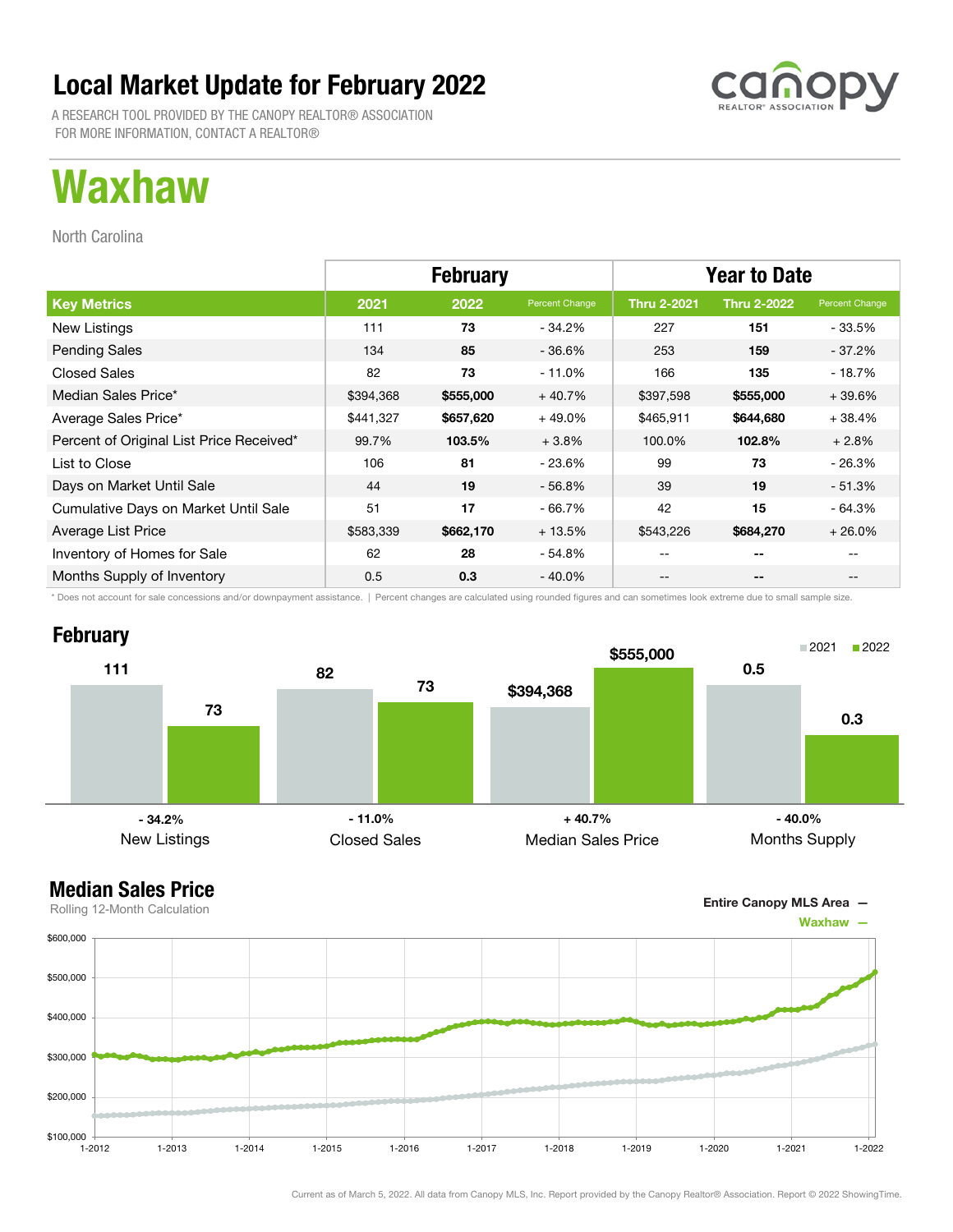# Local Market Update for February 2022

A RESEARCH TOOL PROVIDED BY THE CANOPY REALTOR® ASSOCIATION
FOR MORE INFORMATION, CONTACT A REALTOR®

# Waxhaw

North Carolina

| | February | | | Year to Date | | |
|---|---|---|---|---|---|---|
| **Key Metrics** | **2021** | **2022** | **Percent Change** | **Thru 2-2021** | **Thru 2-2022** | **Percent Change** |
| New Listings | 111 | **73** | - 34.2% | 227 | **151** | - 33.5% |
| Pending Sales | 134 | **85** | - 36.6% | 253 | **159** | - 37.2% |
| Closed Sales | 82 | **73** | - 11.0% | 166 | **135** | - 18.7% |
| Median Sales Price* | $394,368 | **$555,000** | + 40.7% | $397,598 | **$555,000** | + 39.6% |
| Average Sales Price* | $441,327 | **$657,620** | + 49.0% | $465,911 | **$644,680** | + 38.4% |
| Percent of Original List Price Received* | 99.7% | **103.5%** | + 3.8% | 100.0% | **102.8%** | + 2.8% |
| List to Close | 106 | **81** | - 23.6% | 99 | **73** | - 26.3% |
| Days on Market Until Sale | 44 | **19** | - 56.8% | 39 | **19** | - 51.3% |
| Cumulative Days on Market Until Sale | 51 | **17** | - 66.7% | 42 | **15** | - 64.3% |
| Average List Price | $583,339 | **$662,170** | + 13.5% | $543,226 | **$684,270** | + 26.0% |
| Inventory of Homes for Sale | 62 | **28** | - 54.8% | -- | -- | -- |
| Months Supply of Inventory | 0.5 | **0.3** | - 40.0% | -- | -- | -- |

\* Does not account for sale concessions and/or downpayment assistance. | Percent changes are calculated using rounded figures and can sometimes look extreme due to small sample size.

## February

| | 2021 | 2022 | Change |
|---|---|---|---|
| New Listings | 111 | 73 | - 34.2% |
| Closed Sales | 82 | 73 | - 11.0% |
| Median Sales Price | $394,368 | $555,000 | + 40.7% |
| Months Supply | 0.5 | 0.3 | - 40.0% |

## Median Sales Price

Rolling 12-Month Calculation

Entire Canopy MLS Area —
Waxhaw —

Current as of March 5, 2022. All data from Canopy MLS, Inc. Report provided by the Canopy Realtor® Association. Report © 2022 ShowingTime.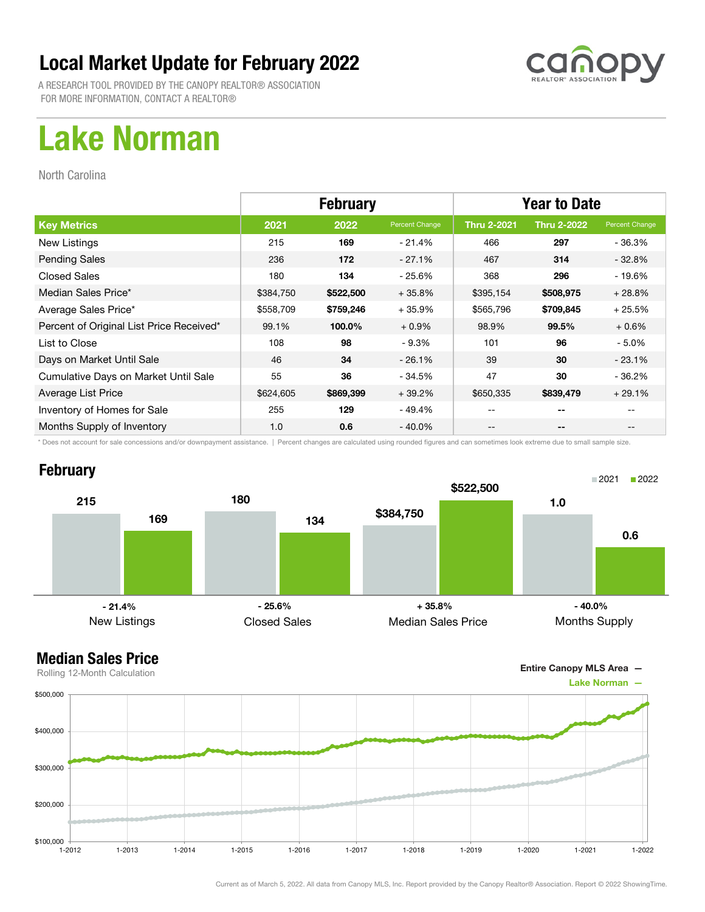# Local Market Update for February 2022

A RESEARCH TOOL PROVIDED BY THE CANOPY REALTOR® ASSOCIATION
FOR MORE INFORMATION, CONTACT A REALTOR®

# Lake Norman

North Carolina

| | February | | | Year to Date | | |
|---|---|---|---|---|---|---|
| **Key Metrics** | **2021** | **2022** | **Percent Change** | **Thru 2-2021** | **Thru 2-2022** | **Percent Change** |
| New Listings | 215 | **169** | - 21.4% | 466 | **297** | - 36.3% |
| Pending Sales | 236 | **172** | - 27.1% | 467 | **314** | - 32.8% |
| Closed Sales | 180 | **134** | - 25.6% | 368 | **296** | - 19.6% |
| Median Sales Price* | $384,750 | **$522,500** | + 35.8% | $395,154 | **$508,975** | + 28.8% |
| Average Sales Price* | $558,709 | **$759,246** | + 35.9% | $565,796 | **$709,845** | + 25.5% |
| Percent of Original List Price Received* | 99.1% | **100.0%** | + 0.9% | 98.9% | **99.5%** | + 0.6% |
| List to Close | 108 | **98** | - 9.3% | 101 | **96** | - 5.0% |
| Days on Market Until Sale | 46 | **34** | - 26.1% | 39 | **30** | - 23.1% |
| Cumulative Days on Market Until Sale | 55 | **36** | - 34.5% | 47 | **30** | - 36.2% |
| Average List Price | $624,605 | **$869,399** | + 39.2% | $650,335 | **$839,479** | + 29.1% |
| Inventory of Homes for Sale | 255 | **129** | - 49.4% | -- | **--** | -- |
| Months Supply of Inventory | 1.0 | **0.6** | - 40.0% | -- | **--** | -- |

\* Does not account for sale concessions and/or downpayment assistance. | Percent changes are calculated using rounded figures and can sometimes look extreme due to small sample size.

## February

| | 2021 | 2022 | Change |
|---|---|---|---|
| New Listings | 215 | 169 | - 21.4% |
| Closed Sales | 180 | 134 | - 25.6% |
| Median Sales Price | $384,750 | $522,500 | + 35.8% |
| Months Supply | 1.0 | 0.6 | - 40.0% |

## Median Sales Price

Rolling 12-Month Calculation

Entire Canopy MLS Area —
Lake Norman —

Current as of March 5, 2022. All data from Canopy MLS, Inc. Report provided by the Canopy Realtor® Association. Report © 2022 ShowingTime.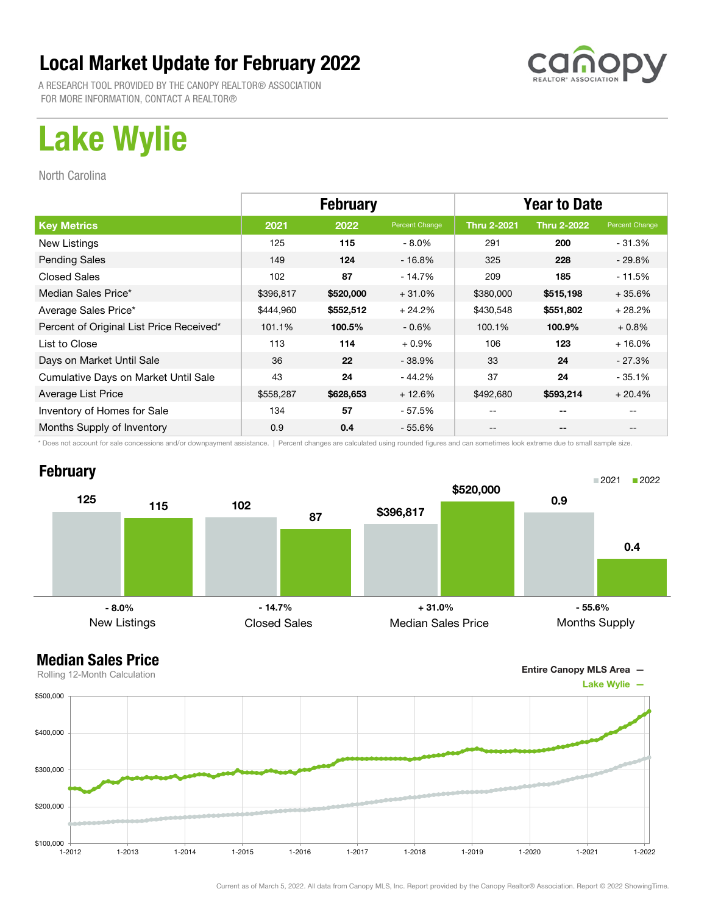# Local Market Update for February 2022

A RESEARCH TOOL PROVIDED BY THE CANOPY REALTOR® ASSOCIATION
FOR MORE INFORMATION, CONTACT A REALTOR®

# Lake Wylie

North Carolina

| | February | | | Year to Date | | |
|---|---|---|---|---|---|---|
| **Key Metrics** | **2021** | **2022** | Percent Change | **Thru 2-2021** | **Thru 2-2022** | Percent Change |
| New Listings | 125 | **115** | - 8.0% | 291 | **200** | - 31.3% |
| Pending Sales | 149 | **124** | - 16.8% | 325 | **228** | - 29.8% |
| Closed Sales | 102 | **87** | - 14.7% | 209 | **185** | - 11.5% |
| Median Sales Price* | $396,817 | **$520,000** | + 31.0% | $380,000 | **$515,198** | + 35.6% |
| Average Sales Price* | $444,960 | **$552,512** | + 24.2% | $430,548 | **$551,802** | + 28.2% |
| Percent of Original List Price Received* | 101.1% | **100.5%** | - 0.6% | 100.1% | **100.9%** | + 0.8% |
| List to Close | 113 | **114** | + 0.9% | 106 | **123** | + 16.0% |
| Days on Market Until Sale | 36 | **22** | - 38.9% | 33 | **24** | - 27.3% |
| Cumulative Days on Market Until Sale | 43 | **24** | - 44.2% | 37 | **24** | - 35.1% |
| Average List Price | $558,287 | **$628,653** | + 12.6% | $492,680 | **$593,214** | + 20.4% |
| Inventory of Homes for Sale | 134 | **57** | - 57.5% | -- | **--** | -- |
| Months Supply of Inventory | 0.9 | **0.4** | - 55.6% | -- | **--** | -- |

\* Does not account for sale concessions and/or downpayment assistance. | Percent changes are calculated using rounded figures and can sometimes look extreme due to small sample size.

## February

| | 2021 | 2022 | Change |
|---|---|---|---|
| New Listings | 125 | 115 | - 8.0% |
| Closed Sales | 102 | 87 | - 14.7% |
| Median Sales Price | $396,817 | $520,000 | + 31.0% |
| Months Supply | 0.9 | 0.4 | - 55.6% |

## Median Sales Price

Rolling 12-Month Calculation

Entire Canopy MLS Area —
Lake Wylie —

Current as of March 5, 2022. All data from Canopy MLS, Inc. Report provided by the Canopy Realtor® Association. Report © 2022 ShowingTime.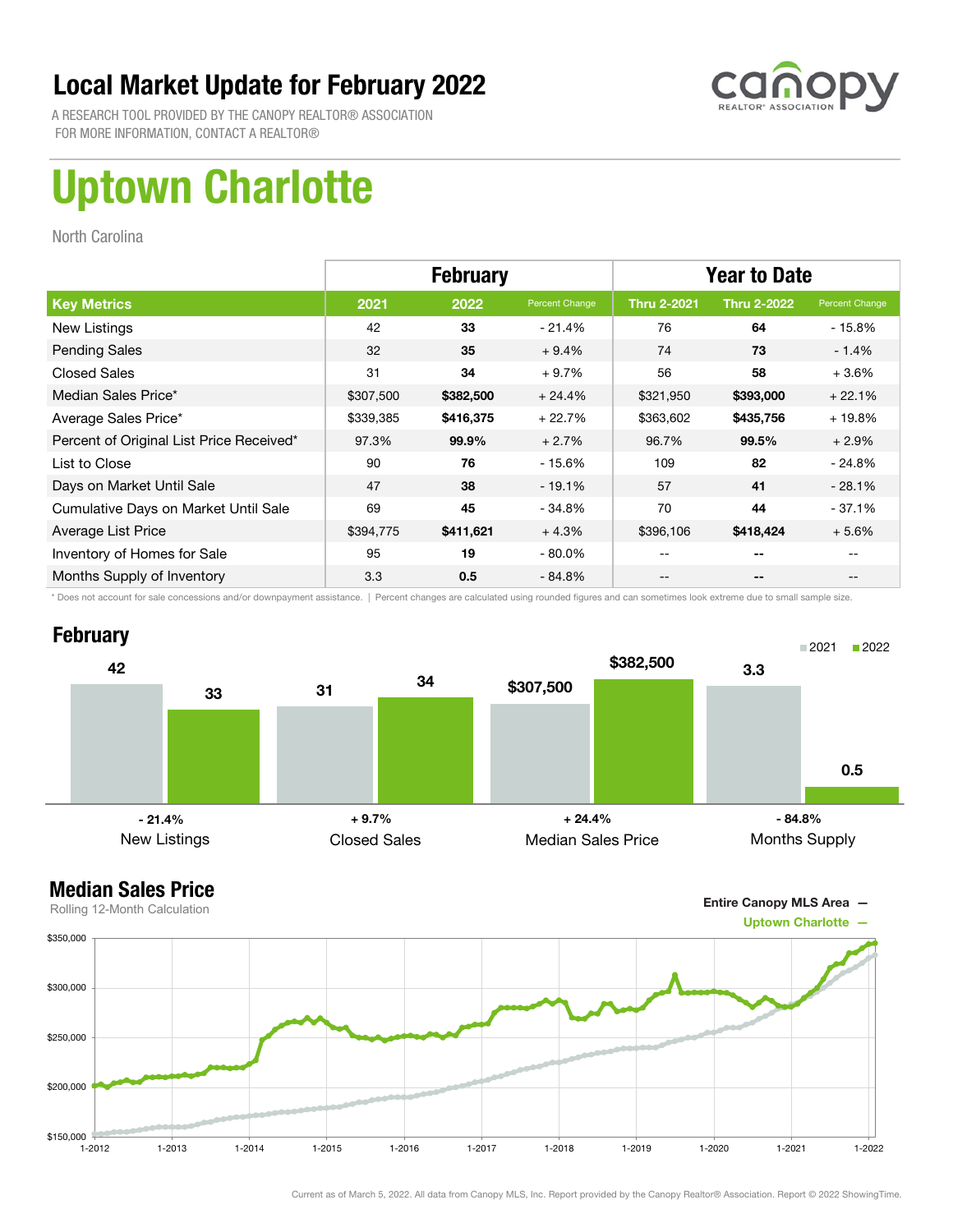# Local Market Update for February 2022

A RESEARCH TOOL PROVIDED BY THE CANOPY REALTOR® ASSOCIATION
FOR MORE INFORMATION, CONTACT A REALTOR®

# Uptown Charlotte

North Carolina

| | February | | | Year to Date | | |
|---|---|---|---|---|---|---|
| **Key Metrics** | **2021** | **2022** | **Percent Change** | **Thru 2-2021** | **Thru 2-2022** | **Percent Change** |
| New Listings | 42 | **33** | - 21.4% | 76 | **64** | - 15.8% |
| Pending Sales | 32 | **35** | + 9.4% | 74 | **73** | - 1.4% |
| Closed Sales | 31 | **34** | + 9.7% | 56 | **58** | + 3.6% |
| Median Sales Price* | $307,500 | **$382,500** | + 24.4% | $321,950 | **$393,000** | + 22.1% |
| Average Sales Price* | $339,385 | **$416,375** | + 22.7% | $363,602 | **$435,756** | + 19.8% |
| Percent of Original List Price Received* | 97.3% | **99.9%** | + 2.7% | 96.7% | **99.5%** | + 2.9% |
| List to Close | 90 | **76** | - 15.6% | 109 | **82** | - 24.8% |
| Days on Market Until Sale | 47 | **38** | - 19.1% | 57 | **41** | - 28.1% |
| Cumulative Days on Market Until Sale | 69 | **45** | - 34.8% | 70 | **44** | - 37.1% |
| Average List Price | $394,775 | **$411,621** | + 4.3% | $396,106 | **$418,424** | + 5.6% |
| Inventory of Homes for Sale | 95 | **19** | - 80.0% | -- | **--** | -- |
| Months Supply of Inventory | 3.3 | **0.5** | - 84.8% | -- | **--** | -- |

\* Does not account for sale concessions and/or downpayment assistance. | Percent changes are calculated using rounded figures and can sometimes look extreme due to small sample size.

## February

| | 2021 | 2022 | Change |
|---|---|---|---|
| New Listings | 42 | 33 | - 21.4% |
| Closed Sales | 31 | 34 | + 9.7% |
| Median Sales Price | $307,500 | $382,500 | + 24.4% |
| Months Supply | 3.3 | 0.5 | - 84.8% |

## Median Sales Price

Rolling 12-Month Calculation

Entire Canopy MLS Area —
Uptown Charlotte —

Current as of March 5, 2022. All data from Canopy MLS, Inc. Report provided by the Canopy Realtor® Association. Report © 2022 ShowingTime.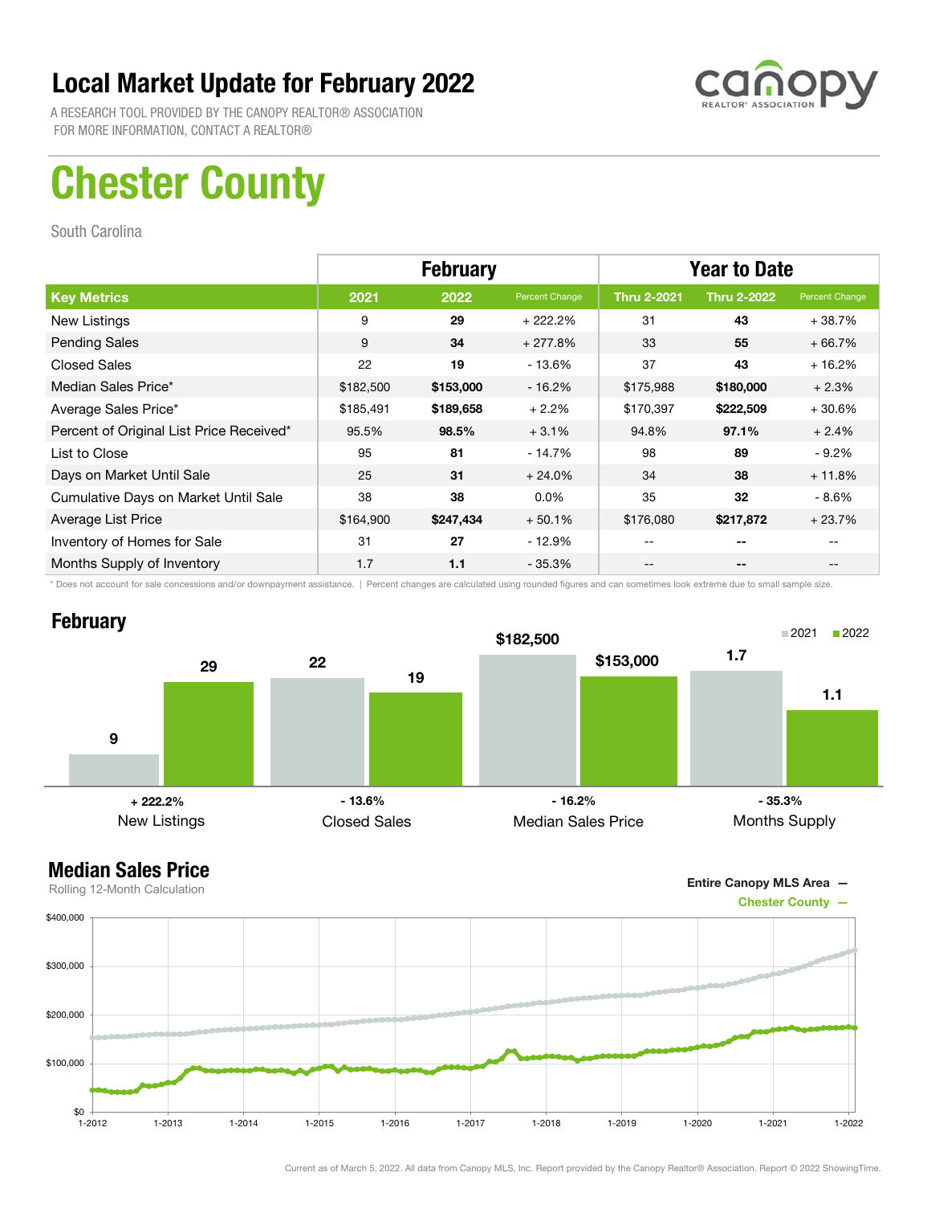# Local Market Update for February 2022

A RESEARCH TOOL PROVIDED BY THE CANOPY REALTOR® ASSOCIATION
FOR MORE INFORMATION, CONTACT A REALTOR®

canopy REALTOR® ASSOCIATION

# Chester County

South Carolina

| | February | | | Year to Date | | |
|---|---|---|---|---|---|---|
| **Key Metrics** | **2021** | **2022** | **Percent Change** | **Thru 2-2021** | **Thru 2-2022** | **Percent Change** |
| New Listings | 9 | **29** | + 222.2% | 31 | **43** | + 38.7% |
| Pending Sales | 9 | **34** | + 277.8% | 33 | **55** | + 66.7% |
| Closed Sales | 22 | **19** | - 13.6% | 37 | **43** | + 16.2% |
| Median Sales Price* | $182,500 | **$153,000** | - 16.2% | $175,988 | **$180,000** | + 2.3% |
| Average Sales Price* | $185,491 | **$189,658** | + 2.2% | $170,397 | **$222,509** | + 30.6% |
| Percent of Original List Price Received* | 95.5% | **98.5%** | + 3.1% | 94.8% | **97.1%** | + 2.4% |
| List to Close | 95 | **81** | - 14.7% | 98 | **89** | - 9.2% |
| Days on Market Until Sale | 25 | **31** | + 24.0% | 34 | **38** | + 11.8% |
| Cumulative Days on Market Until Sale | 38 | **38** | 0.0% | 35 | **32** | - 8.6% |
| Average List Price | $164,900 | **$247,434** | + 50.1% | $176,080 | **$217,872** | + 23.7% |
| Inventory of Homes for Sale | 31 | **27** | - 12.9% | -- | **--** | -- |
| Months Supply of Inventory | 1.7 | **1.1** | - 35.3% | -- | **--** | -- |

\* Does not account for sale concessions and/or downpayment assistance. | Percent changes are calculated using rounded figures and can sometimes look extreme due to small sample size.

## February

2021 | 2022

| | 2021 | 2022 | Change |
|---|---|---|---|
| New Listings | 9 | 29 | + 222.2% |
| Closed Sales | 22 | 19 | - 13.6% |
| Median Sales Price | $182,500 | $153,000 | - 16.2% |
| Months Supply | 1.7 | 1.1 | - 35.3% |

## Median Sales Price

Rolling 12-Month Calculation

Entire Canopy MLS Area —
Chester County —

Current as of March 5, 2022. All data from Canopy MLS, Inc. Report provided by the Canopy Realtor® Association. Report © 2022 ShowingTime.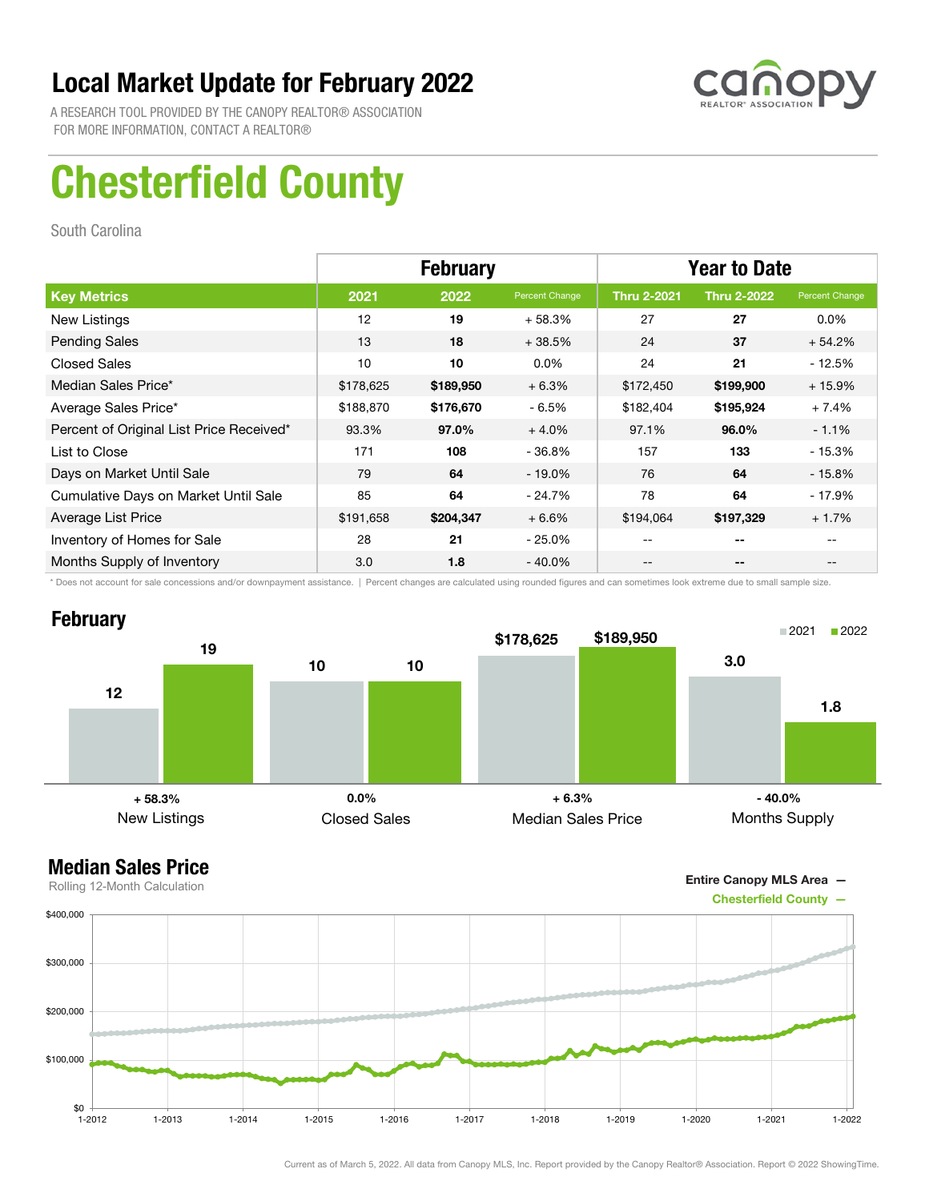# Local Market Update for February 2022

A RESEARCH TOOL PROVIDED BY THE CANOPY REALTOR® ASSOCIATION
FOR MORE INFORMATION, CONTACT A REALTOR®

# Chesterfield County

South Carolina

| | February | | | Year to Date | | |
|---|---|---|---|---|---|---|
| **Key Metrics** | **2021** | **2022** | **Percent Change** | **Thru 2-2021** | **Thru 2-2022** | **Percent Change** |
| New Listings | 12 | **19** | + 58.3% | 27 | **27** | 0.0% |
| Pending Sales | 13 | **18** | + 38.5% | 24 | **37** | + 54.2% |
| Closed Sales | 10 | **10** | 0.0% | 24 | **21** | - 12.5% |
| Median Sales Price* | $178,625 | **$189,950** | + 6.3% | $172,450 | **$199,900** | + 15.9% |
| Average Sales Price* | $188,870 | **$176,670** | - 6.5% | $182,404 | **$195,924** | + 7.4% |
| Percent of Original List Price Received* | 93.3% | **97.0%** | + 4.0% | 97.1% | **96.0%** | - 1.1% |
| List to Close | 171 | **108** | - 36.8% | 157 | **133** | - 15.3% |
| Days on Market Until Sale | 79 | **64** | - 19.0% | 76 | **64** | - 15.8% |
| Cumulative Days on Market Until Sale | 85 | **64** | - 24.7% | 78 | **64** | - 17.9% |
| Average List Price | $191,658 | **$204,347** | + 6.6% | $194,064 | **$197,329** | + 1.7% |
| Inventory of Homes for Sale | 28 | **21** | - 25.0% | -- | **--** | -- |
| Months Supply of Inventory | 3.0 | **1.8** | - 40.0% | -- | **--** | -- |

\* Does not account for sale concessions and/or downpayment assistance. | Percent changes are calculated using rounded figures and can sometimes look extreme due to small sample size.

## February

| | 2021 | 2022 | Change |
|---|---|---|---|
| New Listings | 12 | 19 | + 58.3% |
| Closed Sales | 10 | 10 | 0.0% |
| Median Sales Price | $178,625 | $189,950 | + 6.3% |
| Months Supply | 3.0 | 1.8 | - 40.0% |

## Median Sales Price

Rolling 12-Month Calculation

Entire Canopy MLS Area —
Chesterfield County —

Current as of March 5, 2022. All data from Canopy MLS, Inc. Report provided by the Canopy Realtor® Association. Report © 2022 ShowingTime.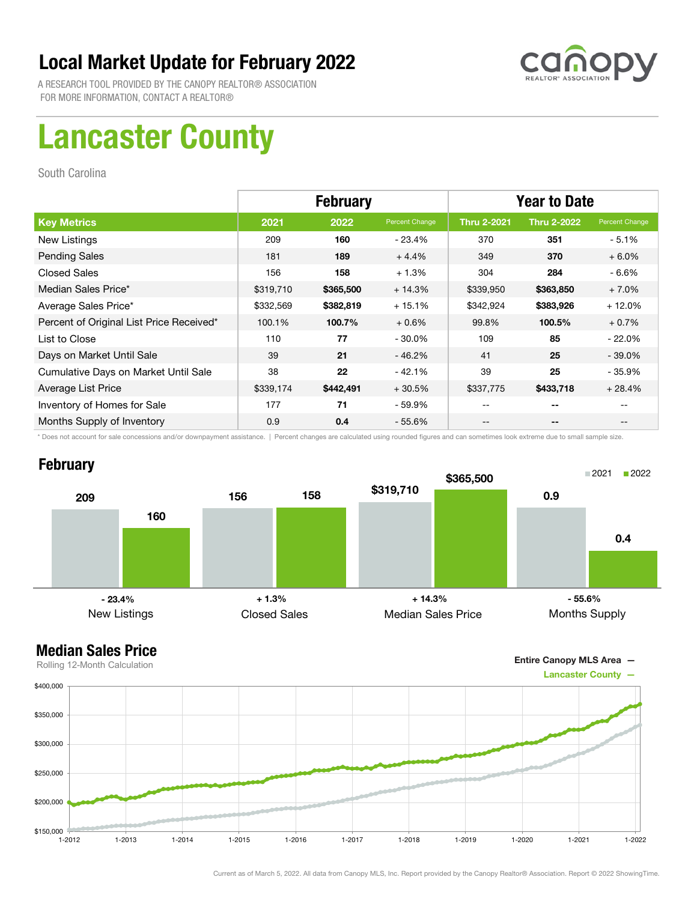# Local Market Update for February 2022

A RESEARCH TOOL PROVIDED BY THE CANOPY REALTOR® ASSOCIATION
FOR MORE INFORMATION, CONTACT A REALTOR®

canopy REALTOR® ASSOCIATION

# Lancaster County

South Carolina

| | February | | | Year to Date | | |
|---|---|---|---|---|---|---|
| **Key Metrics** | **2021** | **2022** | **Percent Change** | **Thru 2-2021** | **Thru 2-2022** | **Percent Change** |
| New Listings | 209 | **160** | - 23.4% | 370 | **351** | - 5.1% |
| Pending Sales | 181 | **189** | + 4.4% | 349 | **370** | + 6.0% |
| Closed Sales | 156 | **158** | + 1.3% | 304 | **284** | - 6.6% |
| Median Sales Price* | $319,710 | **$365,500** | + 14.3% | $339,950 | **$363,850** | + 7.0% |
| Average Sales Price* | $332,569 | **$382,819** | + 15.1% | $342,924 | **$383,926** | + 12.0% |
| Percent of Original List Price Received* | 100.1% | **100.7%** | + 0.6% | 99.8% | **100.5%** | + 0.7% |
| List to Close | 110 | **77** | - 30.0% | 109 | **85** | - 22.0% |
| Days on Market Until Sale | 39 | **21** | - 46.2% | 41 | **25** | - 39.0% |
| Cumulative Days on Market Until Sale | 38 | **22** | - 42.1% | 39 | **25** | - 35.9% |
| Average List Price | $339,174 | **$442,491** | + 30.5% | $337,775 | **$433,718** | + 28.4% |
| Inventory of Homes for Sale | 177 | **71** | - 59.9% | -- | **--** | -- |
| Months Supply of Inventory | 0.9 | **0.4** | - 55.6% | -- | **--** | -- |

\* Does not account for sale concessions and/or downpayment assistance. | Percent changes are calculated using rounded figures and can sometimes look extreme due to small sample size.

## February

| | 2021 | 2022 | Change |
|---|---|---|---|
| New Listings | 209 | 160 | - 23.4% |
| Closed Sales | 156 | 158 | + 1.3% |
| Median Sales Price | $319,710 | $365,500 | + 14.3% |
| Months Supply | 0.9 | 0.4 | - 55.6% |

## Median Sales Price

Rolling 12-Month Calculation

Entire Canopy MLS Area —
Lancaster County —

Current as of March 5, 2022. All data from Canopy MLS, Inc. Report provided by the Canopy Realtor® Association. Report © 2022 ShowingTime.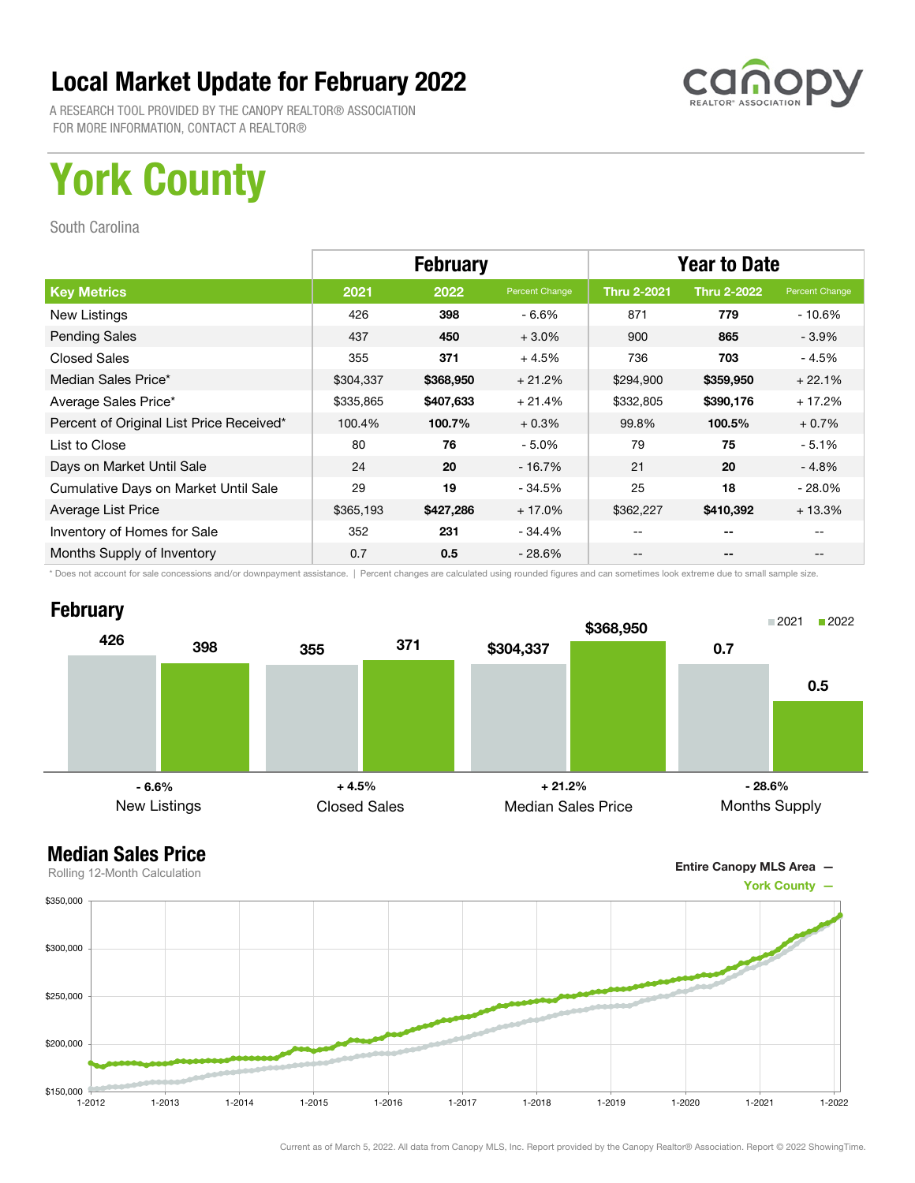# Local Market Update for February 2022

A RESEARCH TOOL PROVIDED BY THE CANOPY REALTOR® ASSOCIATION
FOR MORE INFORMATION, CONTACT A REALTOR®

# York County

South Carolina

| | February | | | Year to Date | | |
|---|---|---|---|---|---|---|
| **Key Metrics** | **2021** | **2022** | **Percent Change** | **Thru 2-2021** | **Thru 2-2022** | **Percent Change** |
| New Listings | 426 | **398** | - 6.6% | 871 | **779** | - 10.6% |
| Pending Sales | 437 | **450** | + 3.0% | 900 | **865** | - 3.9% |
| Closed Sales | 355 | **371** | + 4.5% | 736 | **703** | - 4.5% |
| Median Sales Price* | $304,337 | **$368,950** | + 21.2% | $294,900 | **$359,950** | + 22.1% |
| Average Sales Price* | $335,865 | **$407,633** | + 21.4% | $332,805 | **$390,176** | + 17.2% |
| Percent of Original List Price Received* | 100.4% | **100.7%** | + 0.3% | 99.8% | **100.5%** | + 0.7% |
| List to Close | 80 | **76** | - 5.0% | 79 | **75** | - 5.1% |
| Days on Market Until Sale | 24 | **20** | - 16.7% | 21 | **20** | - 4.8% |
| Cumulative Days on Market Until Sale | 29 | **19** | - 34.5% | 25 | **18** | - 28.0% |
| Average List Price | $365,193 | **$427,286** | + 17.0% | $362,227 | **$410,392** | + 13.3% |
| Inventory of Homes for Sale | 352 | **231** | - 34.4% | -- | **--** | -- |
| Months Supply of Inventory | 0.7 | **0.5** | - 28.6% | -- | **--** | -- |

\* Does not account for sale concessions and/or downpayment assistance. | Percent changes are calculated using rounded figures and can sometimes look extreme due to small sample size.

## February

| | 2021 | 2022 | Change |
|---|---|---|---|
| New Listings | 426 | 398 | - 6.6% |
| Closed Sales | 355 | 371 | + 4.5% |
| Median Sales Price | $304,337 | $368,950 | + 21.2% |
| Months Supply | 0.7 | 0.5 | - 28.6% |

## Median Sales Price

Rolling 12-Month Calculation

Entire Canopy MLS Area —
York County —

Current as of March 5, 2022. All data from Canopy MLS, Inc. Report provided by the Canopy Realtor® Association. Report © 2022 ShowingTime.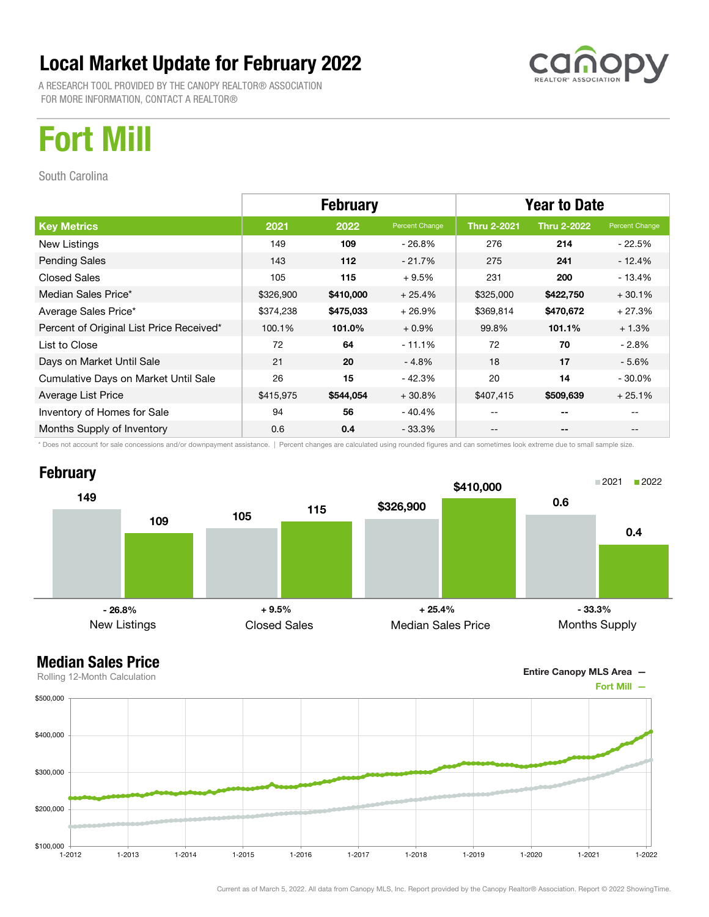# Local Market Update for February 2022

A RESEARCH TOOL PROVIDED BY THE CANOPY REALTOR® ASSOCIATION
FOR MORE INFORMATION, CONTACT A REALTOR®

# Fort Mill

South Carolina

| | February | | | Year to Date | | |
|---|---|---|---|---|---|---|
| **Key Metrics** | **2021** | **2022** | **Percent Change** | **Thru 2-2021** | **Thru 2-2022** | **Percent Change** |
| New Listings | 149 | **109** | - 26.8% | 276 | **214** | - 22.5% |
| Pending Sales | 143 | **112** | - 21.7% | 275 | **241** | - 12.4% |
| Closed Sales | 105 | **115** | + 9.5% | 231 | **200** | - 13.4% |
| Median Sales Price* | $326,900 | **$410,000** | + 25.4% | $325,000 | **$422,750** | + 30.1% |
| Average Sales Price* | $374,238 | **$475,033** | + 26.9% | $369,814 | **$470,672** | + 27.3% |
| Percent of Original List Price Received* | 100.1% | **101.0%** | + 0.9% | 99.8% | **101.1%** | + 1.3% |
| List to Close | 72 | **64** | - 11.1% | 72 | **70** | - 2.8% |
| Days on Market Until Sale | 21 | **20** | - 4.8% | 18 | **17** | - 5.6% |
| Cumulative Days on Market Until Sale | 26 | **15** | - 42.3% | 20 | **14** | - 30.0% |
| Average List Price | $415,975 | **$544,054** | + 30.8% | $407,415 | **$509,639** | + 25.1% |
| Inventory of Homes for Sale | 94 | **56** | - 40.4% | -- | **--** | -- |
| Months Supply of Inventory | 0.6 | **0.4** | - 33.3% | -- | **--** | -- |

\* Does not account for sale concessions and/or downpayment assistance. | Percent changes are calculated using rounded figures and can sometimes look extreme due to small sample size.

## February

| | 2021 | 2022 | Change |
|---|---|---|---|
| New Listings | 149 | 109 | - 26.8% |
| Closed Sales | 105 | 115 | + 9.5% |
| Median Sales Price | $326,900 | $410,000 | + 25.4% |
| Months Supply | 0.6 | 0.4 | - 33.3% |

## Median Sales Price

Rolling 12-Month Calculation

Entire Canopy MLS Area —
Fort Mill —

Current as of March 5, 2022. All data from Canopy MLS, Inc. Report provided by the Canopy Realtor® Association. Report © 2022 ShowingTime.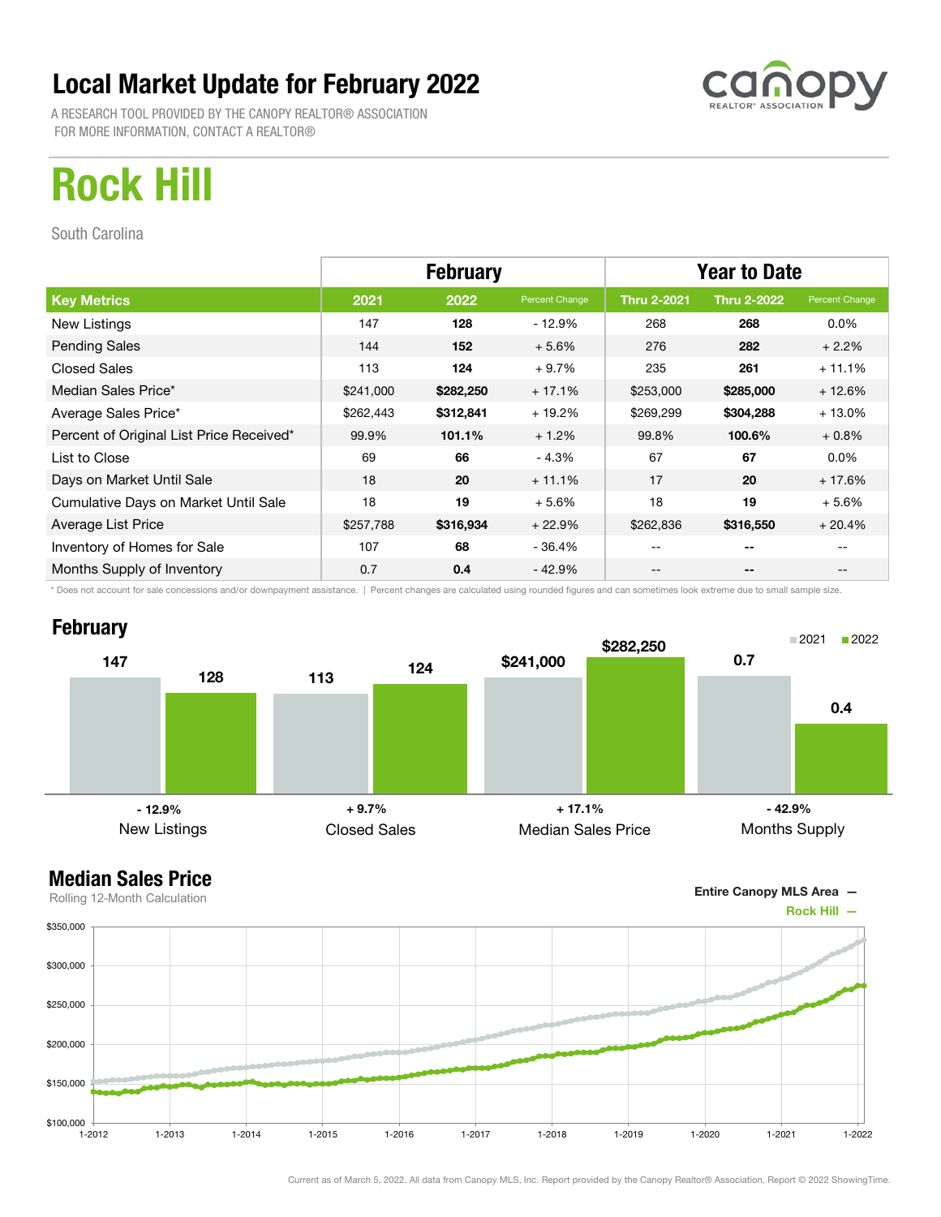# Local Market Update for February 2022

A RESEARCH TOOL PROVIDED BY THE CANOPY REALTOR® ASSOCIATION
FOR MORE INFORMATION, CONTACT A REALTOR®

# Rock Hill

South Carolina

| | February | | | Year to Date | | |
|---|---|---|---|---|---|---|
| **Key Metrics** | **2021** | **2022** | **Percent Change** | **Thru 2-2021** | **Thru 2-2022** | **Percent Change** |
| New Listings | 147 | **128** | - 12.9% | 268 | **268** | 0.0% |
| Pending Sales | 144 | **152** | + 5.6% | 276 | **282** | + 2.2% |
| Closed Sales | 113 | **124** | + 9.7% | 235 | **261** | + 11.1% |
| Median Sales Price* | $241,000 | **$282,250** | + 17.1% | $253,000 | **$285,000** | + 12.6% |
| Average Sales Price* | $262,443 | **$312,841** | + 19.2% | $269,299 | **$304,288** | + 13.0% |
| Percent of Original List Price Received* | 99.9% | **101.1%** | + 1.2% | 99.8% | **100.6%** | + 0.8% |
| List to Close | 69 | **66** | - 4.3% | 67 | **67** | 0.0% |
| Days on Market Until Sale | 18 | **20** | + 11.1% | 17 | **20** | + 17.6% |
| Cumulative Days on Market Until Sale | 18 | **19** | + 5.6% | 18 | **19** | + 5.6% |
| Average List Price | $257,788 | **$316,934** | + 22.9% | $262,836 | **$316,550** | + 20.4% |
| Inventory of Homes for Sale | 107 | **68** | - 36.4% | -- | **--** | -- |
| Months Supply of Inventory | 0.7 | **0.4** | - 42.9% | -- | **--** | -- |

\* Does not account for sale concessions and/or downpayment assistance. | Percent changes are calculated using rounded figures and can sometimes look extreme due to small sample size.

## February

| | 2021 | 2022 | Change |
|---|---|---|---|
| New Listings | 147 | 128 | - 12.9% |
| Closed Sales | 113 | 124 | + 9.7% |
| Median Sales Price | $241,000 | $282,250 | + 17.1% |
| Months Supply | 0.7 | 0.4 | - 42.9% |

## Median Sales Price

Rolling 12-Month Calculation

Entire Canopy MLS Area —
Rock Hill —

Current as of March 5, 2022. All data from Canopy MLS, Inc. Report provided by the Canopy Realtor® Association. Report © 2022 ShowingTime.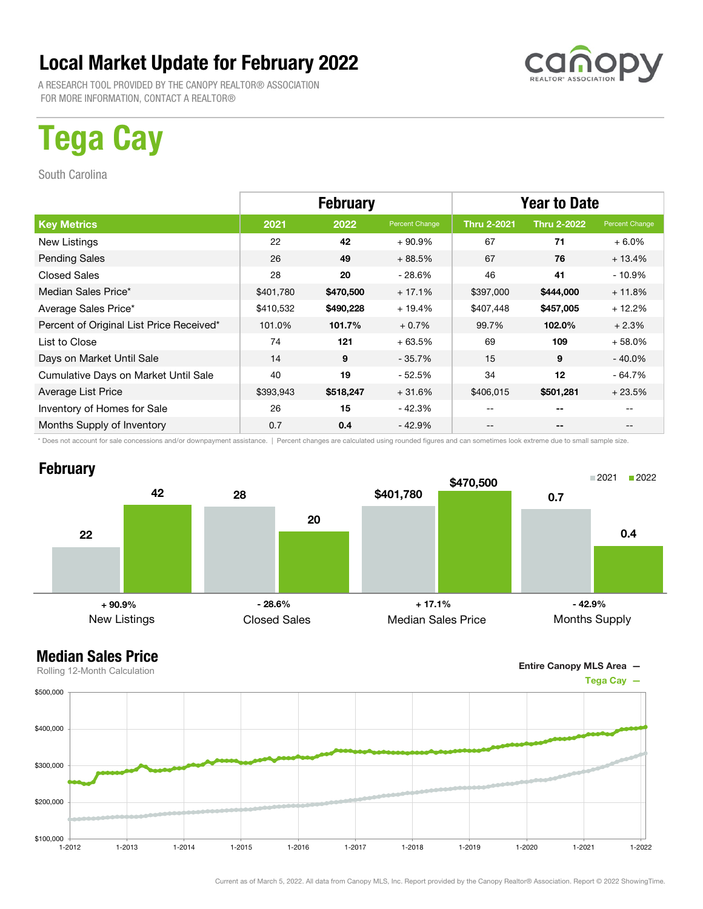# Local Market Update for February 2022

A RESEARCH TOOL PROVIDED BY THE CANOPY REALTOR® ASSOCIATION
FOR MORE INFORMATION, CONTACT A REALTOR®

canopy REALTOR® ASSOCIATION

# Tega Cay

South Carolina

| | February | | | Year to Date | | |
|---|---|---|---|---|---|---|
| **Key Metrics** | **2021** | **2022** | **Percent Change** | **Thru 2-2021** | **Thru 2-2022** | **Percent Change** |
| New Listings | 22 | **42** | + 90.9% | 67 | **71** | + 6.0% |
| Pending Sales | 26 | **49** | + 88.5% | 67 | **76** | + 13.4% |
| Closed Sales | 28 | **20** | - 28.6% | 46 | **41** | - 10.9% |
| Median Sales Price* | $401,780 | **$470,500** | + 17.1% | $397,000 | **$444,000** | + 11.8% |
| Average Sales Price* | $410,532 | **$490,228** | + 19.4% | $407,448 | **$457,005** | + 12.2% |
| Percent of Original List Price Received* | 101.0% | **101.7%** | + 0.7% | 99.7% | **102.0%** | + 2.3% |
| List to Close | 74 | **121** | + 63.5% | 69 | **109** | + 58.0% |
| Days on Market Until Sale | 14 | **9** | - 35.7% | 15 | **9** | - 40.0% |
| Cumulative Days on Market Until Sale | 40 | **19** | - 52.5% | 34 | **12** | - 64.7% |
| Average List Price | $393,943 | **$518,247** | + 31.6% | $406,015 | **$501,281** | + 23.5% |
| Inventory of Homes for Sale | 26 | **15** | - 42.3% | -- | **--** | -- |
| Months Supply of Inventory | 0.7 | **0.4** | - 42.9% | -- | **--** | -- |

\* Does not account for sale concessions and/or downpayment assistance. | Percent changes are calculated using rounded figures and can sometimes look extreme due to small sample size.

## February

| | 2021 | 2022 | Percent Change |
|---|---|---|---|
| New Listings | 22 | 42 | + 90.9% |
| Closed Sales | 28 | 20 | - 28.6% |
| Median Sales Price | $401,780 | $470,500 | + 17.1% |
| Months Supply | 0.7 | 0.4 | - 42.9% |

## Median Sales Price

Rolling 12-Month Calculation

Entire Canopy MLS Area —
Tega Cay —

Current as of March 5, 2022. All data from Canopy MLS, Inc. Report provided by the Canopy Realtor® Association. Report © 2022 ShowingTime.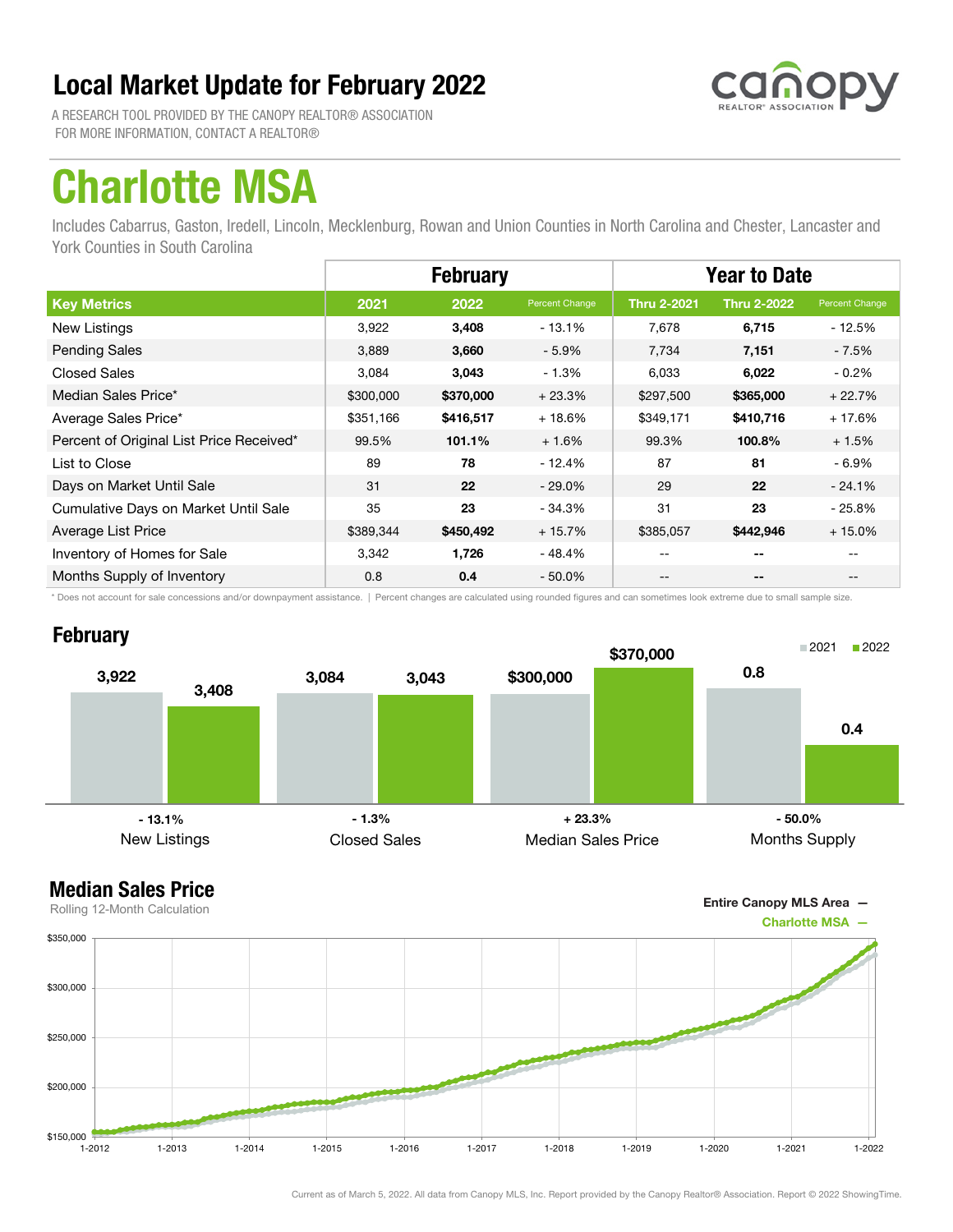# Local Market Update for February 2022

A RESEARCH TOOL PROVIDED BY THE CANOPY REALTOR® ASSOCIATION
FOR MORE INFORMATION, CONTACT A REALTOR®

canopy REALTOR® ASSOCIATION

# Charlotte MSA

Includes Cabarrus, Gaston, Iredell, Lincoln, Mecklenburg, Rowan and Union Counties in North Carolina and Chester, Lancaster and York Counties in South Carolina

| | February | | | Year to Date | | |
|---|---|---|---|---|---|---|
| **Key Metrics** | **2021** | **2022** | **Percent Change** | **Thru 2-2021** | **Thru 2-2022** | **Percent Change** |
| New Listings | 3,922 | **3,408** | - 13.1% | 7,678 | **6,715** | - 12.5% |
| Pending Sales | 3,889 | **3,660** | - 5.9% | 7,734 | **7,151** | - 7.5% |
| Closed Sales | 3,084 | **3,043** | - 1.3% | 6,033 | **6,022** | - 0.2% |
| Median Sales Price* | $300,000 | **$370,000** | + 23.3% | $297,500 | **$365,000** | + 22.7% |
| Average Sales Price* | $351,166 | **$416,517** | + 18.6% | $349,171 | **$410,716** | + 17.6% |
| Percent of Original List Price Received* | 99.5% | **101.1%** | + 1.6% | 99.3% | **100.8%** | + 1.5% |
| List to Close | 89 | **78** | - 12.4% | 87 | **81** | - 6.9% |
| Days on Market Until Sale | 31 | **22** | - 29.0% | 29 | **22** | - 24.1% |
| Cumulative Days on Market Until Sale | 35 | **23** | - 34.3% | 31 | **23** | - 25.8% |
| Average List Price | $389,344 | **$450,492** | + 15.7% | $385,057 | **$442,946** | + 15.0% |
| Inventory of Homes for Sale | 3,342 | **1,726** | - 48.4% | -- | **--** | -- |
| Months Supply of Inventory | 0.8 | **0.4** | - 50.0% | -- | **--** | -- |

\* Does not account for sale concessions and/or downpayment assistance. | Percent changes are calculated using rounded figures and can sometimes look extreme due to small sample size.

## February

2021 2022

3,922 3,408
- 13.1%
New Listings

3,084 3,043
- 1.3%
Closed Sales

$300,000 $370,000
+ 23.3%
Median Sales Price

0.8 0.4
- 50.0%
Months Supply

## Median Sales Price

Rolling 12-Month Calculation

Entire Canopy MLS Area —
Charlotte MSA —

$350,000
$300,000
$250,000
$200,000
$150,000

1-2012 1-2013 1-2014 1-2015 1-2016 1-2017 1-2018 1-2019 1-2020 1-2021 1-2022

Current as of March 5, 2022. All data from Canopy MLS, Inc. Report provided by the Canopy Realtor® Association. Report © 2022 ShowingTime.